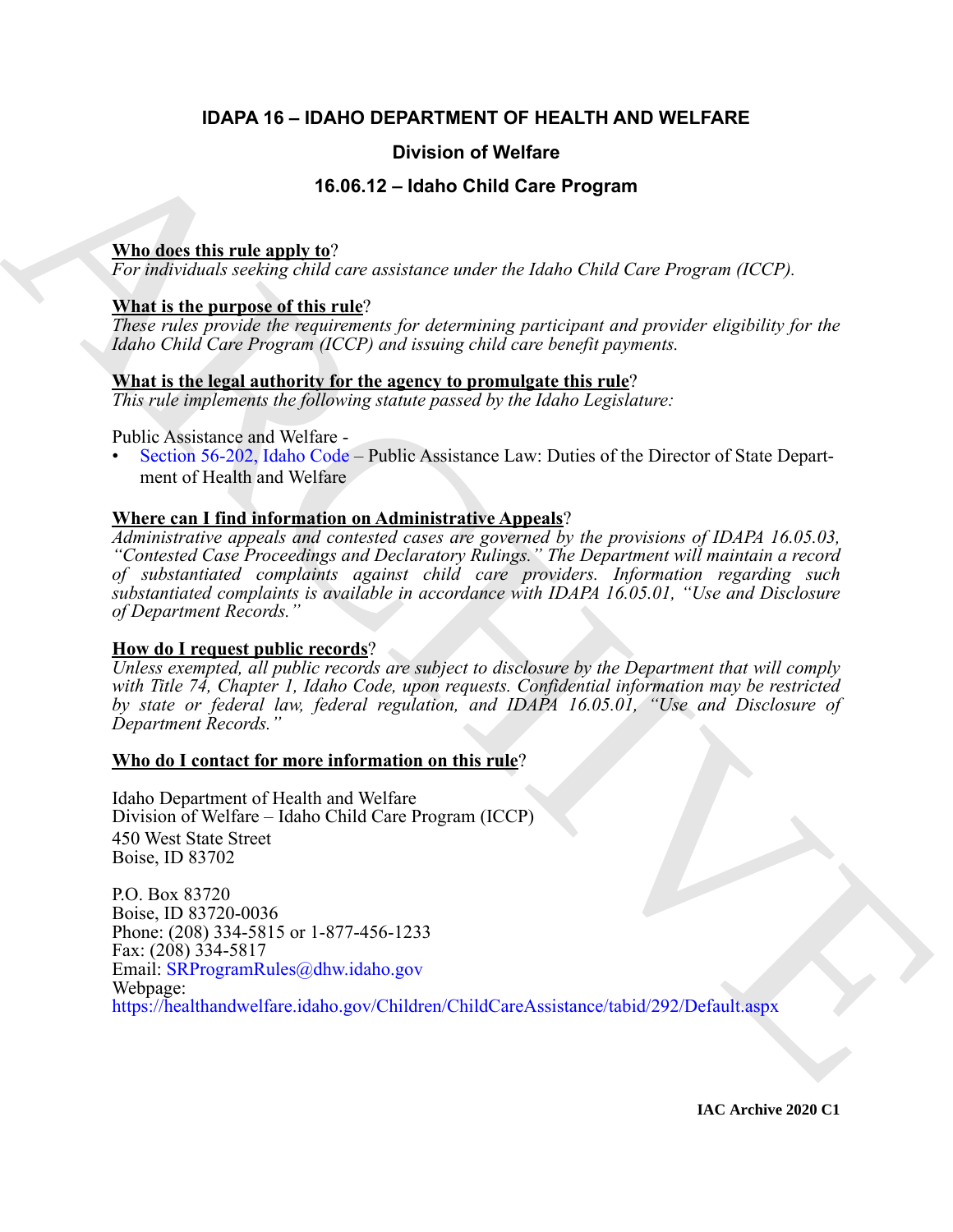# IDAPA 16 – IDAHO DEPARTMENT OF HEALTH AND WELFARE

## Division of Welfare

## 16.06.12 – Idaho Child Care Program

**Who does this rule apply to**?
*For individuals seeking child care assistance under the Idaho Child Care Program (ICCP).*

**What is the purpose of this rule**?
*These rules provide the requirements for determining participant and provider eligibility for the Idaho Child Care Program (ICCP) and issuing child care benefit payments.*

**What is the legal authority for the agency to promulgate this rule**?
*This rule implements the following statute passed by the Idaho Legislature:*

Public Assistance and Welfare -
- Section 56-202, Idaho Code – Public Assistance Law: Duties of the Director of State Department of Health and Welfare

**Where can I find information on Administrative Appeals**?
*Administrative appeals and contested cases are governed by the provisions of IDAPA 16.05.03, "Contested Case Proceedings and Declaratory Rulings." The Department will maintain a record of substantiated complaints against child care providers. Information regarding such substantiated complaints is available in accordance with IDAPA 16.05.01, "Use and Disclosure of Department Records."*

**How do I request public records**?
*Unless exempted, all public records are subject to disclosure by the Department that will comply with Title 74, Chapter 1, Idaho Code, upon requests. Confidential information may be restricted by state or federal law, federal regulation, and IDAPA 16.05.01, "Use and Disclosure of Department Records."*

**Who do I contact for more information on this rule**?

Idaho Department of Health and Welfare
Division of Welfare – Idaho Child Care Program (ICCP)
450 West State Street
Boise, ID 83702

P.O. Box 83720
Boise, ID 83720-0036
Phone: (208) 334-5815 or 1-877-456-1233
Fax: (208) 334-5817
Email: SRProgramRules@dhw.idaho.gov
Webpage:
https://healthandwelfare.idaho.gov/Children/ChildCareAssistance/tabid/292/Default.aspx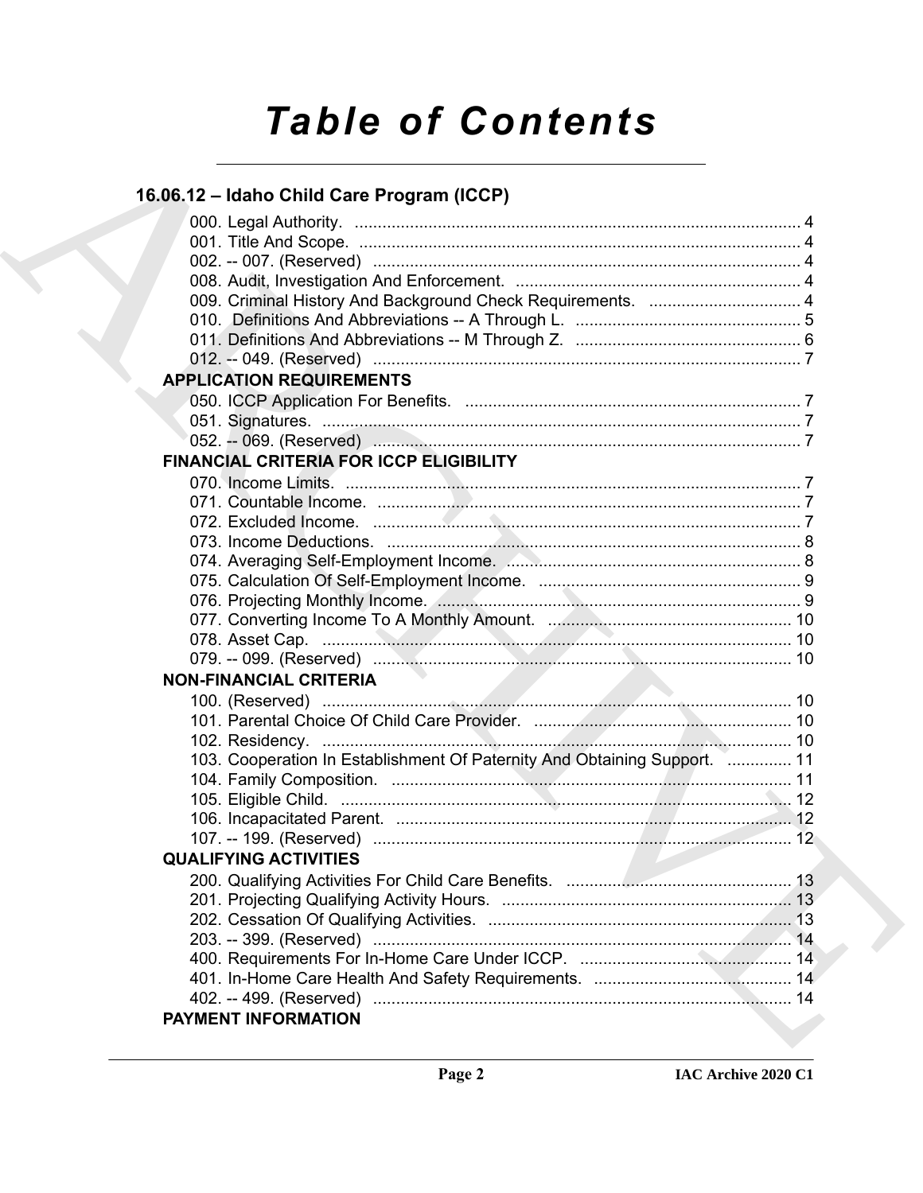# Table of Contents

## 16.06.12 – Idaho Child Care Program (ICCP)

000. Legal Authority. ..... 4
001. Title And Scope. ..... 4
002. -- 007. (Reserved) ..... 4
008. Audit, Investigation And Enforcement. ..... 4
009. Criminal History And Background Check Requirements. ..... 4
010. Definitions And Abbreviations -- A Through L. ..... 5
011. Definitions And Abbreviations -- M Through Z. ..... 6
012. -- 049. (Reserved) ..... 7

### APPLICATION REQUIREMENTS

050. ICCP Application For Benefits. ..... 7
051. Signatures. ..... 7
052. -- 069. (Reserved) ..... 7

### FINANCIAL CRITERIA FOR ICCP ELIGIBILITY

070. Income Limits. ..... 7
071. Countable Income. ..... 7
072. Excluded Income. ..... 7
073. Income Deductions. ..... 8
074. Averaging Self-Employment Income. ..... 8
075. Calculation Of Self-Employment Income. ..... 9
076. Projecting Monthly Income. ..... 9
077. Converting Income To A Monthly Amount. ..... 10
078. Asset Cap. ..... 10
079. -- 099. (Reserved) ..... 10

### NON-FINANCIAL CRITERIA

100. (Reserved) ..... 10
101. Parental Choice Of Child Care Provider. ..... 10
102. Residency. ..... 10
103. Cooperation In Establishment Of Paternity And Obtaining Support. ..... 11
104. Family Composition. ..... 11
105. Eligible Child. ..... 12
106. Incapacitated Parent. ..... 12
107. -- 199. (Reserved) ..... 12

### QUALIFYING ACTIVITIES

200. Qualifying Activities For Child Care Benefits. ..... 13
201. Projecting Qualifying Activity Hours. ..... 13
202. Cessation Of Qualifying Activities. ..... 13
203. -- 399. (Reserved) ..... 14
400. Requirements For In-Home Care Under ICCP. ..... 14
401. In-Home Care Health And Safety Requirements. ..... 14
402. -- 499. (Reserved) ..... 14

### PAYMENT INFORMATION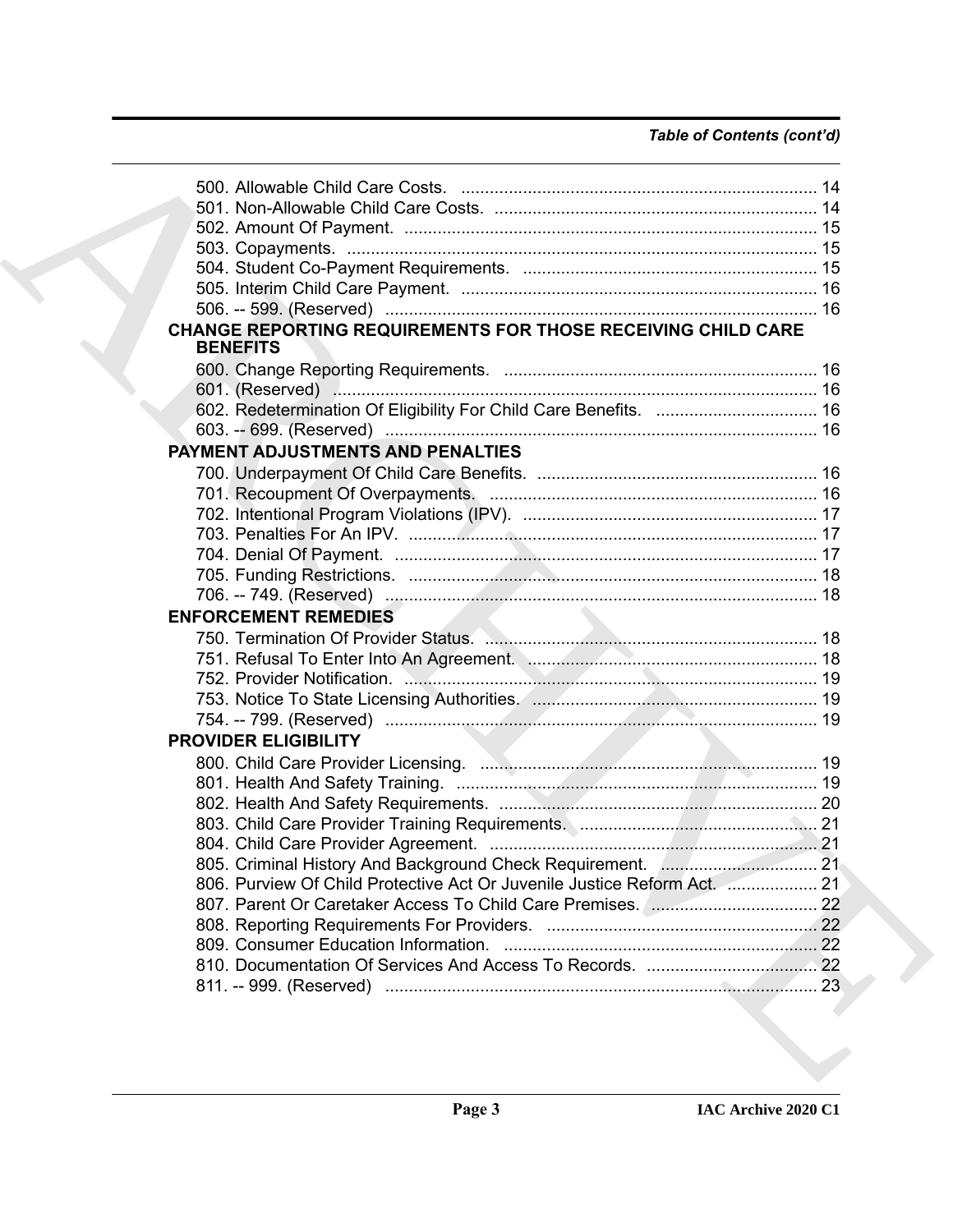*Table of Contents (cont'd)*

500. Allowable Child Care Costs. .......................................................................... 14
501. Non-Allowable Child Care Costs. ................................................................... 14
502. Amount Of Payment. ...................................................................................... 15
503. Copayments. .................................................................................................. 15
504. Student Co-Payment Requirements. ............................................................. 15
505. Interim Child Care Payment. .......................................................................... 16
506. -- 599. (Reserved) .......................................................................................... 16

**CHANGE REPORTING REQUIREMENTS FOR THOSE RECEIVING CHILD CARE BENEFITS**

600. Change Reporting Requirements. ................................................................. 16
601. (Reserved) ..................................................................................................... 16
602. Redetermination Of Eligibility For Child Care Benefits. .................................. 16
603. -- 699. (Reserved) .......................................................................................... 16

**PAYMENT ADJUSTMENTS AND PENALTIES**

700. Underpayment Of Child Care Benefits. .......................................................... 16
701. Recoupment Of Overpayments. .................................................................... 16
702. Intentional Program Violations (IPV). ............................................................. 17
703. Penalties For An IPV. ..................................................................................... 17
704. Denial Of Payment. ........................................................................................ 17
705. Funding Restrictions. ..................................................................................... 18
706. -- 749. (Reserved) .......................................................................................... 18

**ENFORCEMENT REMEDIES**

750. Termination Of Provider Status. ..................................................................... 18
751. Refusal To Enter Into An Agreement. ............................................................ 18
752. Provider Notification. ...................................................................................... 19
753. Notice To State Licensing Authorities. ........................................................... 19
754. -- 799. (Reserved) .......................................................................................... 19

**PROVIDER ELIGIBILITY**

800. Child Care Provider Licensing. ...................................................................... 19
801. Health And Safety Training. ........................................................................... 19
802. Health And Safety Requirements. .................................................................. 20
803. Child Care Provider Training Requirements. ................................................. 21
804. Child Care Provider Agreement. .................................................................... 21
805. Criminal History And Background Check Requirement. ................................. 21
806. Purview Of Child Protective Act Or Juvenile Justice Reform Act. ................... 21
807. Parent Or Caretaker Access To Child Care Premises. ................................... 22
808. Reporting Requirements For Providers. ......................................................... 22
809. Consumer Education Information. ................................................................. 22
810. Documentation Of Services And Access To Records. .................................... 22
811. -- 999. (Reserved) .......................................................................................... 23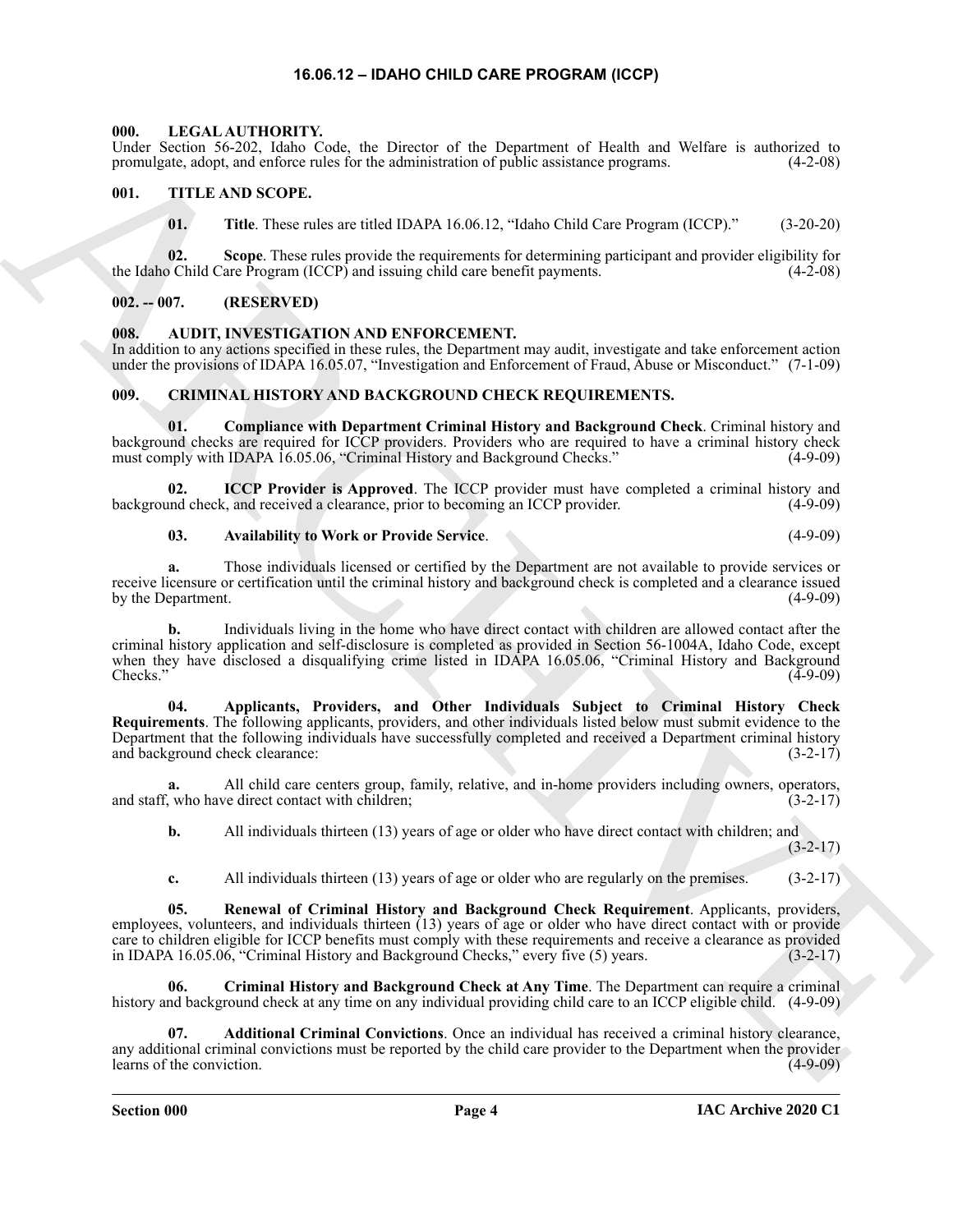## 16.06.12 – IDAHO CHILD CARE PROGRAM (ICCP)

### 000. LEGAL AUTHORITY.

Under Section 56-202, Idaho Code, the Director of the Department of Health and Welfare is authorized to promulgate, adopt, and enforce rules for the administration of public assistance programs. (4-2-08)

### 001. TITLE AND SCOPE.

**01. Title**. These rules are titled IDAPA 16.06.12, "Idaho Child Care Program (ICCP)." (3-20-20)

**02. Scope**. These rules provide the requirements for determining participant and provider eligibility for the Idaho Child Care Program (ICCP) and issuing child care benefit payments. (4-2-08)

### 002. -- 007. (RESERVED)

### 008. AUDIT, INVESTIGATION AND ENFORCEMENT.

In addition to any actions specified in these rules, the Department may audit, investigate and take enforcement action under the provisions of IDAPA 16.05.07, "Investigation and Enforcement of Fraud, Abuse or Misconduct." (7-1-09)

### 009. CRIMINAL HISTORY AND BACKGROUND CHECK REQUIREMENTS.

**01. Compliance with Department Criminal History and Background Check**. Criminal history and background checks are required for ICCP providers. Providers who are required to have a criminal history check must comply with IDAPA 16.05.06, "Criminal History and Background Checks." (4-9-09)

**02. ICCP Provider is Approved**. The ICCP provider must have completed a criminal history and background check, and received a clearance, prior to becoming an ICCP provider. (4-9-09)

**03. Availability to Work or Provide Service**. (4-9-09)

**a.** Those individuals licensed or certified by the Department are not available to provide services or receive licensure or certification until the criminal history and background check is completed and a clearance issued by the Department. (4-9-09)

**b.** Individuals living in the home who have direct contact with children are allowed contact after the criminal history application and self-disclosure is completed as provided in Section 56-1004A, Idaho Code, except when they have disclosed a disqualifying crime listed in IDAPA 16.05.06, "Criminal History and Background Checks." (4-9-09)

**04. Applicants, Providers, and Other Individuals Subject to Criminal History Check Requirements**. The following applicants, providers, and other individuals listed below must submit evidence to the Department that the following individuals have successfully completed and received a Department criminal history and background check clearance: (3-2-17)

**a.** All child care centers group, family, relative, and in-home providers including owners, operators, and staff, who have direct contact with children; (3-2-17)

**b.** All individuals thirteen (13) years of age or older who have direct contact with children; and (3-2-17)

**c.** All individuals thirteen (13) years of age or older who are regularly on the premises. (3-2-17)

**05. Renewal of Criminal History and Background Check Requirement**. Applicants, providers, employees, volunteers, and individuals thirteen (13) years of age or older who have direct contact with or provide care to children eligible for ICCP benefits must comply with these requirements and receive a clearance as provided in IDAPA 16.05.06, "Criminal History and Background Checks," every five (5) years. (3-2-17)

**06. Criminal History and Background Check at Any Time**. The Department can require a criminal history and background check at any time on any individual providing child care to an ICCP eligible child. (4-9-09)

**07. Additional Criminal Convictions**. Once an individual has received a criminal history clearance, any additional criminal convictions must be reported by the child care provider to the Department when the provider learns of the conviction. (4-9-09)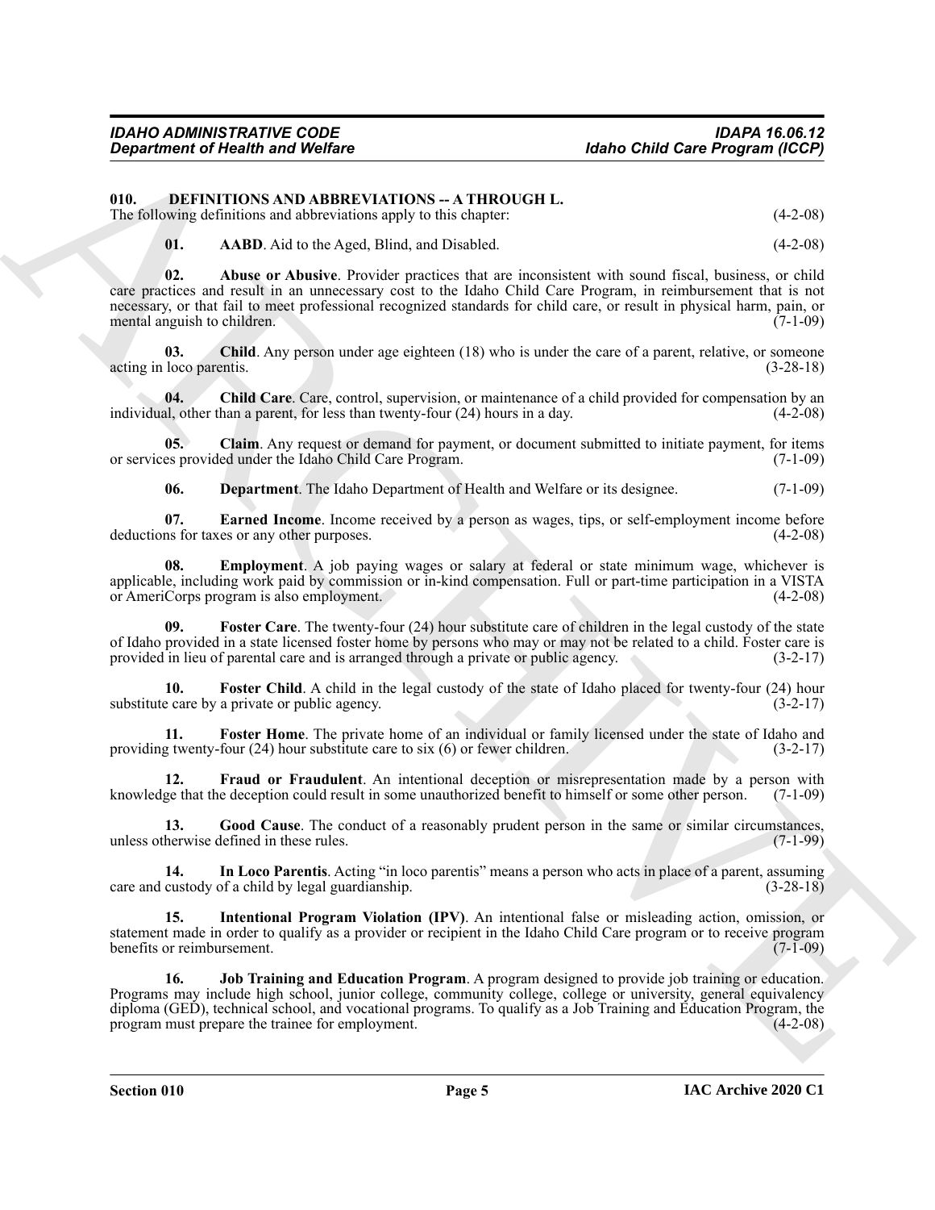## 010. DEFINITIONS AND ABBREVIATIONS -- A THROUGH L.

The following definitions and abbreviations apply to this chapter: (4-2-08)

**01. AABD**. Aid to the Aged, Blind, and Disabled. (4-2-08)

**02. Abuse or Abusive**. Provider practices that are inconsistent with sound fiscal, business, or child care practices and result in an unnecessary cost to the Idaho Child Care Program, in reimbursement that is not necessary, or that fail to meet professional recognized standards for child care, or result in physical harm, pain, or mental anguish to children. (7-1-09)

**03. Child**. Any person under age eighteen (18) who is under the care of a parent, relative, or someone acting in loco parentis. (3-28-18)

**04. Child Care**. Care, control, supervision, or maintenance of a child provided for compensation by an individual, other than a parent, for less than twenty-four (24) hours in a day. (4-2-08)

**05. Claim**. Any request or demand for payment, or document submitted to initiate payment, for items or services provided under the Idaho Child Care Program. (7-1-09)

**06. Department**. The Idaho Department of Health and Welfare or its designee. (7-1-09)

**07. Earned Income**. Income received by a person as wages, tips, or self-employment income before deductions for taxes or any other purposes. (4-2-08)

**08. Employment**. A job paying wages or salary at federal or state minimum wage, whichever is applicable, including work paid by commission or in-kind compensation. Full or part-time participation in a VISTA or AmeriCorps program is also employment. (4-2-08)

**09. Foster Care**. The twenty-four (24) hour substitute care of children in the legal custody of the state of Idaho provided in a state licensed foster home by persons who may or may not be related to a child. Foster care is provided in lieu of parental care and is arranged through a private or public agency. (3-2-17)

**10. Foster Child**. A child in the legal custody of the state of Idaho placed for twenty-four (24) hour substitute care by a private or public agency. (3-2-17)

**11. Foster Home**. The private home of an individual or family licensed under the state of Idaho and providing twenty-four (24) hour substitute care to six (6) or fewer children. (3-2-17)

**12. Fraud or Fraudulent**. An intentional deception or misrepresentation made by a person with knowledge that the deception could result in some unauthorized benefit to himself or some other person. (7-1-09)

**13. Good Cause**. The conduct of a reasonably prudent person in the same or similar circumstances, unless otherwise defined in these rules. (7-1-99)

**14. In Loco Parentis**. Acting "in loco parentis" means a person who acts in place of a parent, assuming care and custody of a child by legal guardianship. (3-28-18)

**15. Intentional Program Violation (IPV)**. An intentional false or misleading action, omission, or statement made in order to qualify as a provider or recipient in the Idaho Child Care program or to receive program benefits or reimbursement. (7-1-09)

**16. Job Training and Education Program**. A program designed to provide job training or education. Programs may include high school, junior college, community college, college or university, general equivalency diploma (GED), technical school, and vocational programs. To qualify as a Job Training and Education Program, the program must prepare the trainee for employment. (4-2-08)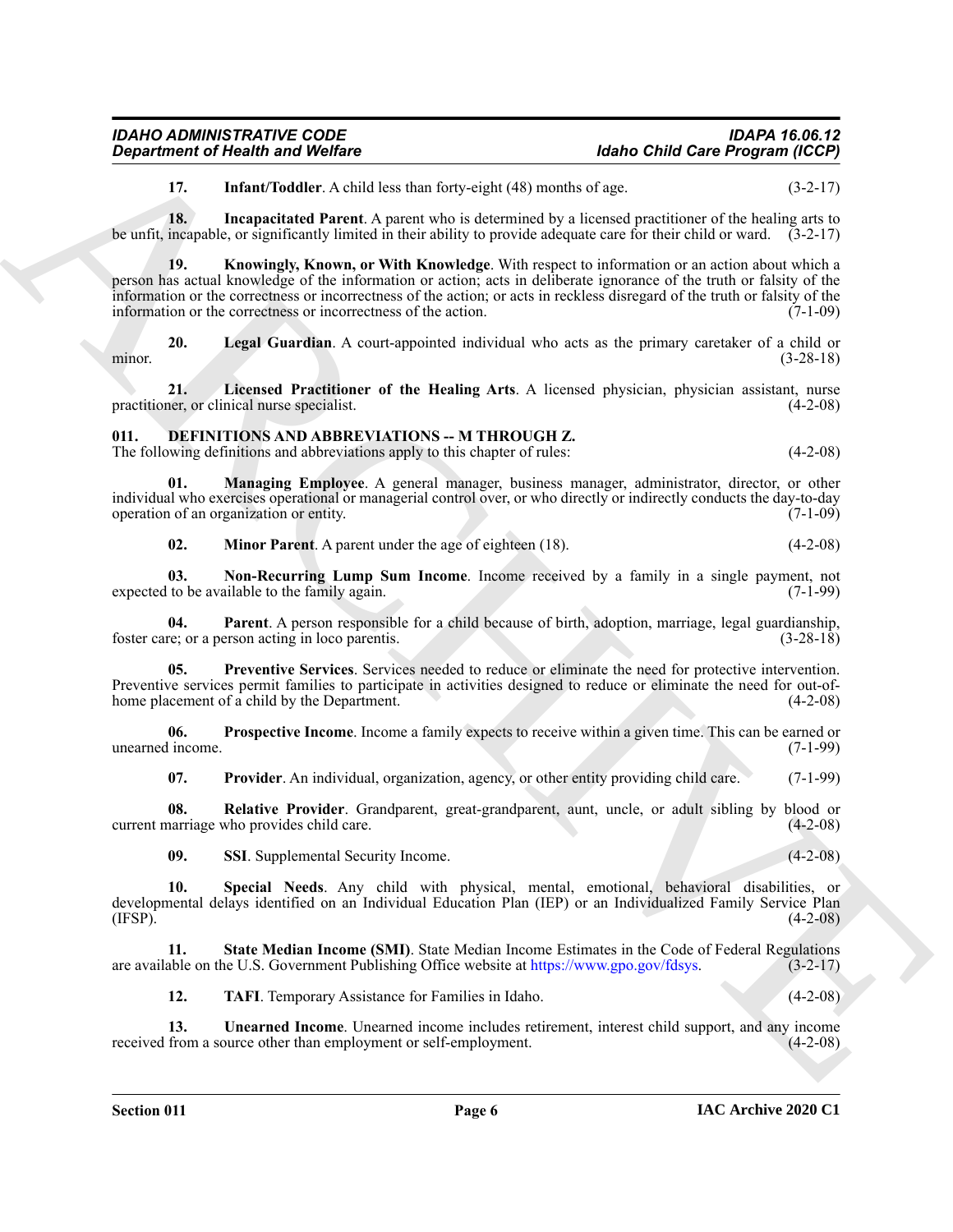**17. Infant/Toddler**. A child less than forty-eight (48) months of age. (3-2-17)

**18. Incapacitated Parent**. A parent who is determined by a licensed practitioner of the healing arts to be unfit, incapable, or significantly limited in their ability to provide adequate care for their child or ward. (3-2-17)

**19. Knowingly, Known, or With Knowledge**. With respect to information or an action about which a person has actual knowledge of the information or action; acts in deliberate ignorance of the truth or falsity of the information or the correctness or incorrectness of the action; or acts in reckless disregard of the truth or falsity of the information or the correctness or incorrectness of the action. (7-1-09)

**20. Legal Guardian**. A court-appointed individual who acts as the primary caretaker of a child or minor. (3-28-18)

**21. Licensed Practitioner of the Healing Arts**. A licensed physician, physician assistant, nurse practitioner, or clinical nurse specialist. (4-2-08)

## 011. DEFINITIONS AND ABBREVIATIONS -- M THROUGH Z.

The following definitions and abbreviations apply to this chapter of rules: (4-2-08)

**01. Managing Employee**. A general manager, business manager, administrator, director, or other individual who exercises operational or managerial control over, or who directly or indirectly conducts the day-to-day operation of an organization or entity. (7-1-09)

**02. Minor Parent**. A parent under the age of eighteen (18). (4-2-08)

**03. Non-Recurring Lump Sum Income**. Income received by a family in a single payment, not expected to be available to the family again. (7-1-99)

**04. Parent**. A person responsible for a child because of birth, adoption, marriage, legal guardianship, foster care; or a person acting in loco parentis. (3-28-18)

**05. Preventive Services**. Services needed to reduce or eliminate the need for protective intervention. Preventive services permit families to participate in activities designed to reduce or eliminate the need for out-of-home placement of a child by the Department. (4-2-08)

**06. Prospective Income**. Income a family expects to receive within a given time. This can be earned or unearned income. (7-1-99)

**07. Provider**. An individual, organization, agency, or other entity providing child care. (7-1-99)

**08. Relative Provider**. Grandparent, great-grandparent, aunt, uncle, or adult sibling by blood or current marriage who provides child care. (4-2-08)

**09. SSI**. Supplemental Security Income. (4-2-08)

**10. Special Needs**. Any child with physical, mental, emotional, behavioral disabilities, or developmental delays identified on an Individual Education Plan (IEP) or an Individualized Family Service Plan (IFSP). (4-2-08)

**11. State Median Income (SMI)**. State Median Income Estimates in the Code of Federal Regulations are available on the U.S. Government Publishing Office website at https://www.gpo.gov/fdsys. (3-2-17)

**12. TAFI**. Temporary Assistance for Families in Idaho. (4-2-08)

**13. Unearned Income**. Unearned income includes retirement, interest child support, and any income received from a source other than employment or self-employment. (4-2-08)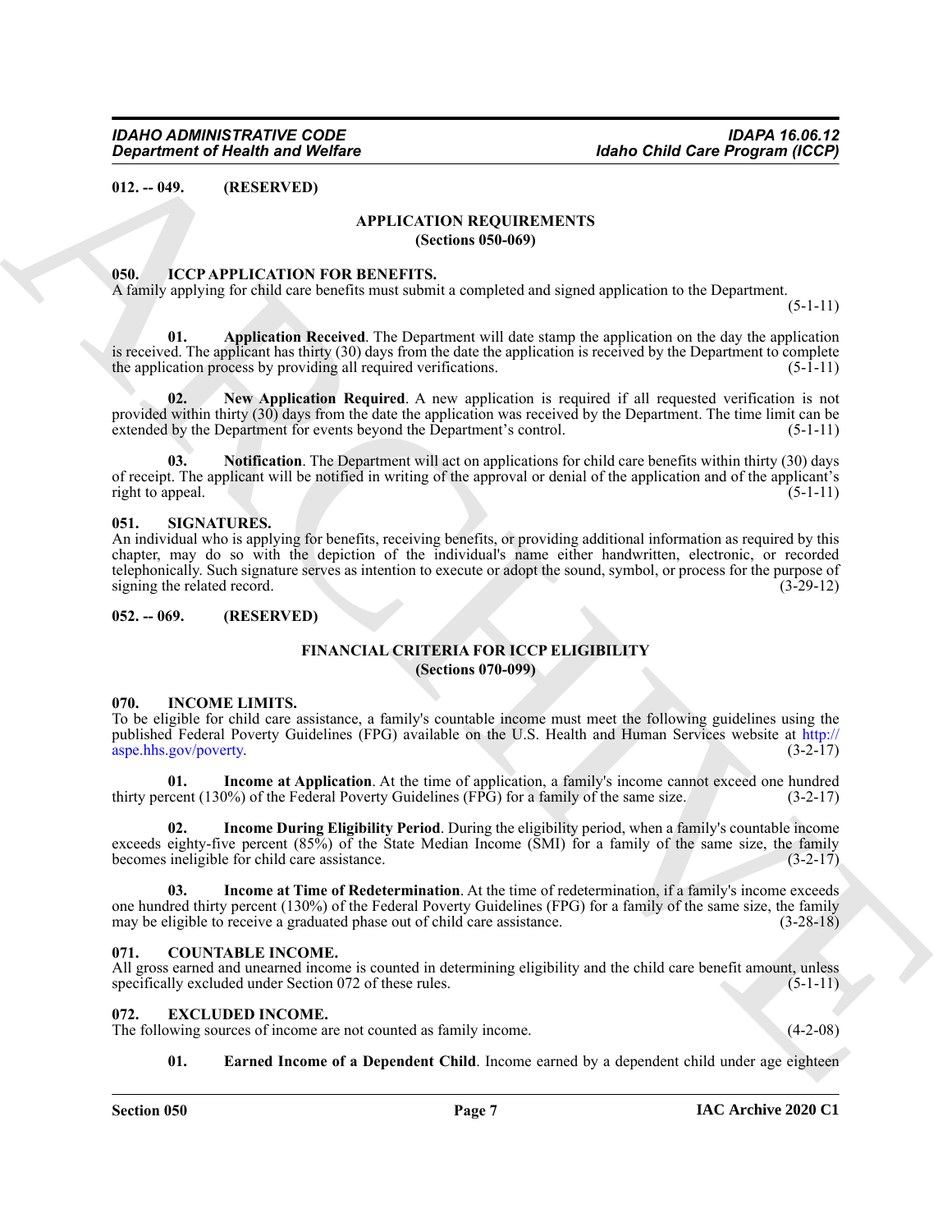**012. -- 049. (RESERVED)**

## APPLICATION REQUIREMENTS
## (Sections 050-069)

**050. ICCP APPLICATION FOR BENEFITS.**

A family applying for child care benefits must submit a completed and signed application to the Department. (5-1-11)

**01. Application Received**. The Department will date stamp the application on the day the application is received. The applicant has thirty (30) days from the date the application is received by the Department to complete the application process by providing all required verifications. (5-1-11)

**02. New Application Required**. A new application is required if all requested verification is not provided within thirty (30) days from the date the application was received by the Department. The time limit can be extended by the Department for events beyond the Department's control. (5-1-11)

**03. Notification**. The Department will act on applications for child care benefits within thirty (30) days of receipt. The applicant will be notified in writing of the approval or denial of the application and of the applicant's right to appeal. (5-1-11)

**051. SIGNATURES.**

An individual who is applying for benefits, receiving benefits, or providing additional information as required by this chapter, may do so with the depiction of the individual's name either handwritten, electronic, or recorded telephonically. Such signature serves as intention to execute or adopt the sound, symbol, or process for the purpose of signing the related record. (3-29-12)

**052. -- 069. (RESERVED)**

## FINANCIAL CRITERIA FOR ICCP ELIGIBILITY
## (Sections 070-099)

**070. INCOME LIMITS.**

To be eligible for child care assistance, a family's countable income must meet the following guidelines using the published Federal Poverty Guidelines (FPG) available on the U.S. Health and Human Services website at http://aspe.hhs.gov/poverty. (3-2-17)

**01. Income at Application**. At the time of application, a family's income cannot exceed one hundred thirty percent (130%) of the Federal Poverty Guidelines (FPG) for a family of the same size. (3-2-17)

**02. Income During Eligibility Period**. During the eligibility period, when a family's countable income exceeds eighty-five percent (85%) of the State Median Income (SMI) for a family of the same size, the family becomes ineligible for child care assistance. (3-2-17)

**03. Income at Time of Redetermination**. At the time of redetermination, if a family's income exceeds one hundred thirty percent (130%) of the Federal Poverty Guidelines (FPG) for a family of the same size, the family may be eligible to receive a graduated phase out of child care assistance. (3-28-18)

**071. COUNTABLE INCOME.**

All gross earned and unearned income is counted in determining eligibility and the child care benefit amount, unless specifically excluded under Section 072 of these rules. (5-1-11)

**072. EXCLUDED INCOME.**

The following sources of income are not counted as family income. (4-2-08)

**01. Earned Income of a Dependent Child**. Income earned by a dependent child under age eighteen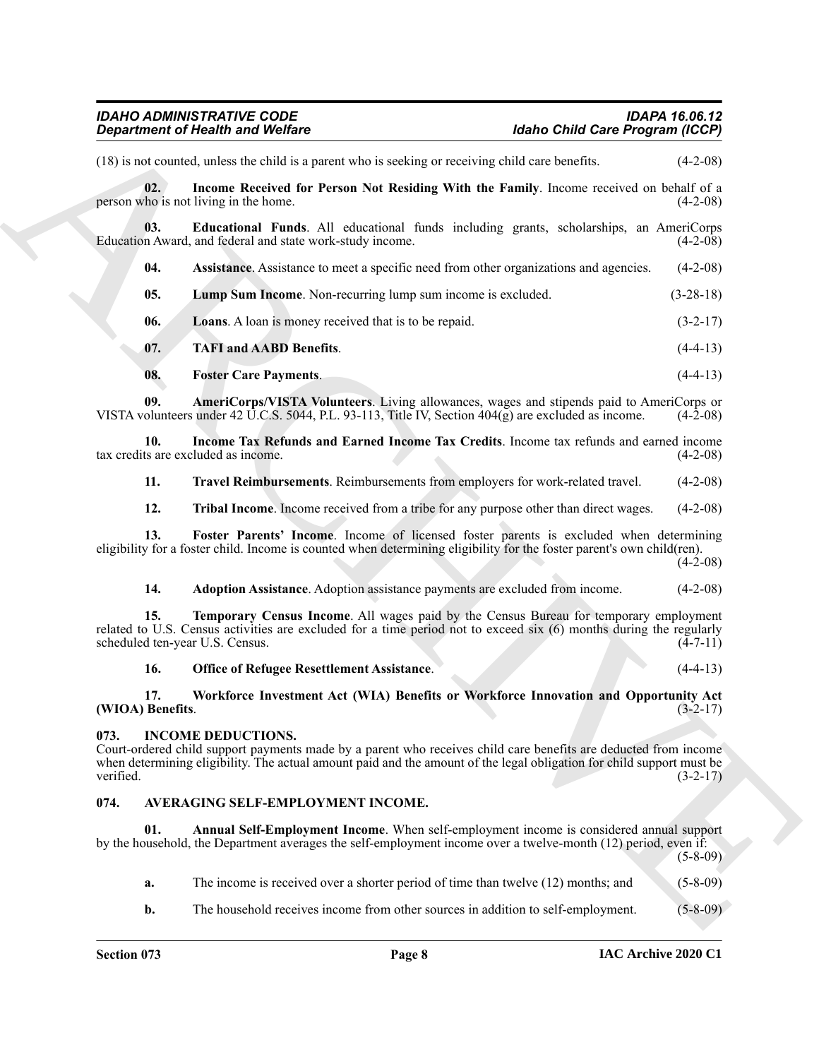(18) is not counted, unless the child is a parent who is seeking or receiving child care benefits. (4-2-08)

**02. Income Received for Person Not Residing With the Family**. Income received on behalf of a person who is not living in the home. (4-2-08)

**03. Educational Funds**. All educational funds including grants, scholarships, an AmeriCorps Education Award, and federal and state work-study income. (4-2-08)

**04. Assistance**. Assistance to meet a specific need from other organizations and agencies. (4-2-08)

**05. Lump Sum Income**. Non-recurring lump sum income is excluded. (3-28-18)

**06. Loans**. A loan is money received that is to be repaid. (3-2-17)

**07. TAFI and AABD Benefits**. (4-4-13)

**08. Foster Care Payments**. (4-4-13)

**09. AmeriCorps/VISTA Volunteers**. Living allowances, wages and stipends paid to AmeriCorps or VISTA volunteers under 42 U.C.S. 5044, P.L. 93-113, Title IV, Section 404(g) are excluded as income. (4-2-08)

**10. Income Tax Refunds and Earned Income Tax Credits**. Income tax refunds and earned income tax credits are excluded as income. (4-2-08)

**11. Travel Reimbursements**. Reimbursements from employers for work-related travel. (4-2-08)

**12. Tribal Income**. Income received from a tribe for any purpose other than direct wages. (4-2-08)

**13. Foster Parents' Income**. Income of licensed foster parents is excluded when determining eligibility for a foster child. Income is counted when determining eligibility for the foster parent's own child(ren). (4-2-08)

**14. Adoption Assistance**. Adoption assistance payments are excluded from income. (4-2-08)

**15. Temporary Census Income**. All wages paid by the Census Bureau for temporary employment related to U.S. Census activities are excluded for a time period not to exceed six (6) months during the regularly scheduled ten-year U.S. Census. (4-7-11)

**16. Office of Refugee Resettlement Assistance**. (4-4-13)

**17. Workforce Investment Act (WIA) Benefits or Workforce Innovation and Opportunity Act (WIOA) Benefits**. (3-2-17)

## 073. INCOME DEDUCTIONS.

Court-ordered child support payments made by a parent who receives child care benefits are deducted from income when determining eligibility. The actual amount paid and the amount of the legal obligation for child support must be verified. (3-2-17)

## 074. AVERAGING SELF-EMPLOYMENT INCOME.

**01. Annual Self-Employment Income**. When self-employment income is considered annual support by the household, the Department averages the self-employment income over a twelve-month (12) period, even if: (5-8-09)

**a.** The income is received over a shorter period of time than twelve (12) months; and (5-8-09)

**b.** The household receives income from other sources in addition to self-employment. (5-8-09)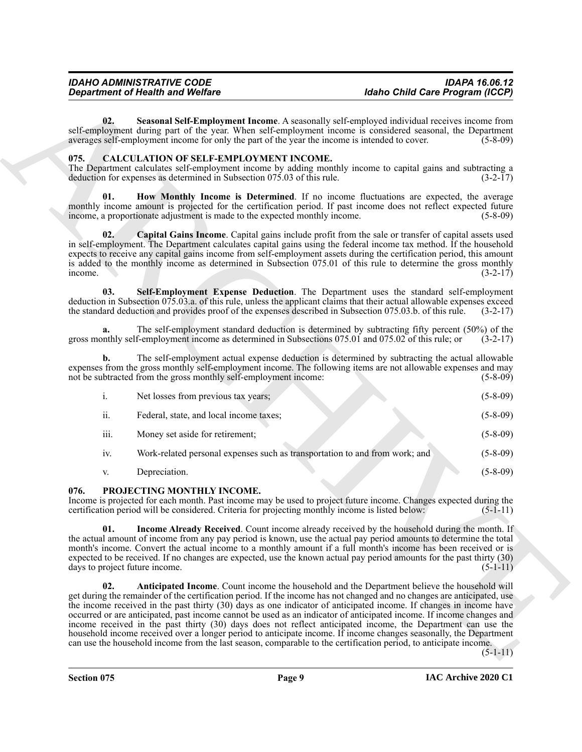**02. Seasonal Self-Employment Income**. A seasonally self-employed individual receives income from self-employment during part of the year. When self-employment income is considered seasonal, the Department averages self-employment income for only the part of the year the income is intended to cover. (5-8-09)

## 075. CALCULATION OF SELF-EMPLOYMENT INCOME.

The Department calculates self-employment income by adding monthly income to capital gains and subtracting a deduction for expenses as determined in Subsection 075.03 of this rule. (3-2-17)

**01. How Monthly Income is Determined**. If no income fluctuations are expected, the average monthly income amount is projected for the certification period. If past income does not reflect expected future income, a proportionate adjustment is made to the expected monthly income. (5-8-09)

**02. Capital Gains Income**. Capital gains include profit from the sale or transfer of capital assets used in self-employment. The Department calculates capital gains using the federal income tax method. If the household expects to receive any capital gains income from self-employment assets during the certification period, this amount is added to the monthly income as determined in Subsection 075.01 of this rule to determine the gross monthly income. (3-2-17)

**03. Self-Employment Expense Deduction**. The Department uses the standard self-employment deduction in Subsection 075.03.a. of this rule, unless the applicant claims that their actual allowable expenses exceed the standard deduction and provides proof of the expenses described in Subsection 075.03.b. of this rule. (3-2-17)

**a.** The self-employment standard deduction is determined by subtracting fifty percent (50%) of the gross monthly self-employment income as determined in Subsections 075.01 and 075.02 of this rule; or (3-2-17)

**b.** The self-employment actual expense deduction is determined by subtracting the actual allowable expenses from the gross monthly self-employment income. The following items are not allowable expenses and may not be subtracted from the gross monthly self-employment income: (5-8-09)

i. Net losses from previous tax years; (5-8-09)

ii. Federal, state, and local income taxes; (5-8-09)

iii. Money set aside for retirement; (5-8-09)

iv. Work-related personal expenses such as transportation to and from work; and (5-8-09)

v. Depreciation. (5-8-09)

## 076. PROJECTING MONTHLY INCOME.

Income is projected for each month. Past income may be used to project future income. Changes expected during the certification period will be considered. Criteria for projecting monthly income is listed below: (5-1-11)

**01. Income Already Received**. Count income already received by the household during the month. If the actual amount of income from any pay period is known, use the actual pay period amounts to determine the total month's income. Convert the actual income to a monthly amount if a full month's income has been received or is expected to be received. If no changes are expected, use the known actual pay period amounts for the past thirty (30) days to project future income. (5-1-11)

**02. Anticipated Income**. Count income the household and the Department believe the household will get during the remainder of the certification period. If the income has not changed and no changes are anticipated, use the income received in the past thirty (30) days as one indicator of anticipated income. If changes in income have occurred or are anticipated, past income cannot be used as an indicator of anticipated income. If income changes and income received in the past thirty (30) days does not reflect anticipated income, the Department can use the household income received over a longer period to anticipate income. If income changes seasonally, the Department can use the household income from the last season, comparable to the certification period, to anticipate income. (5-1-11)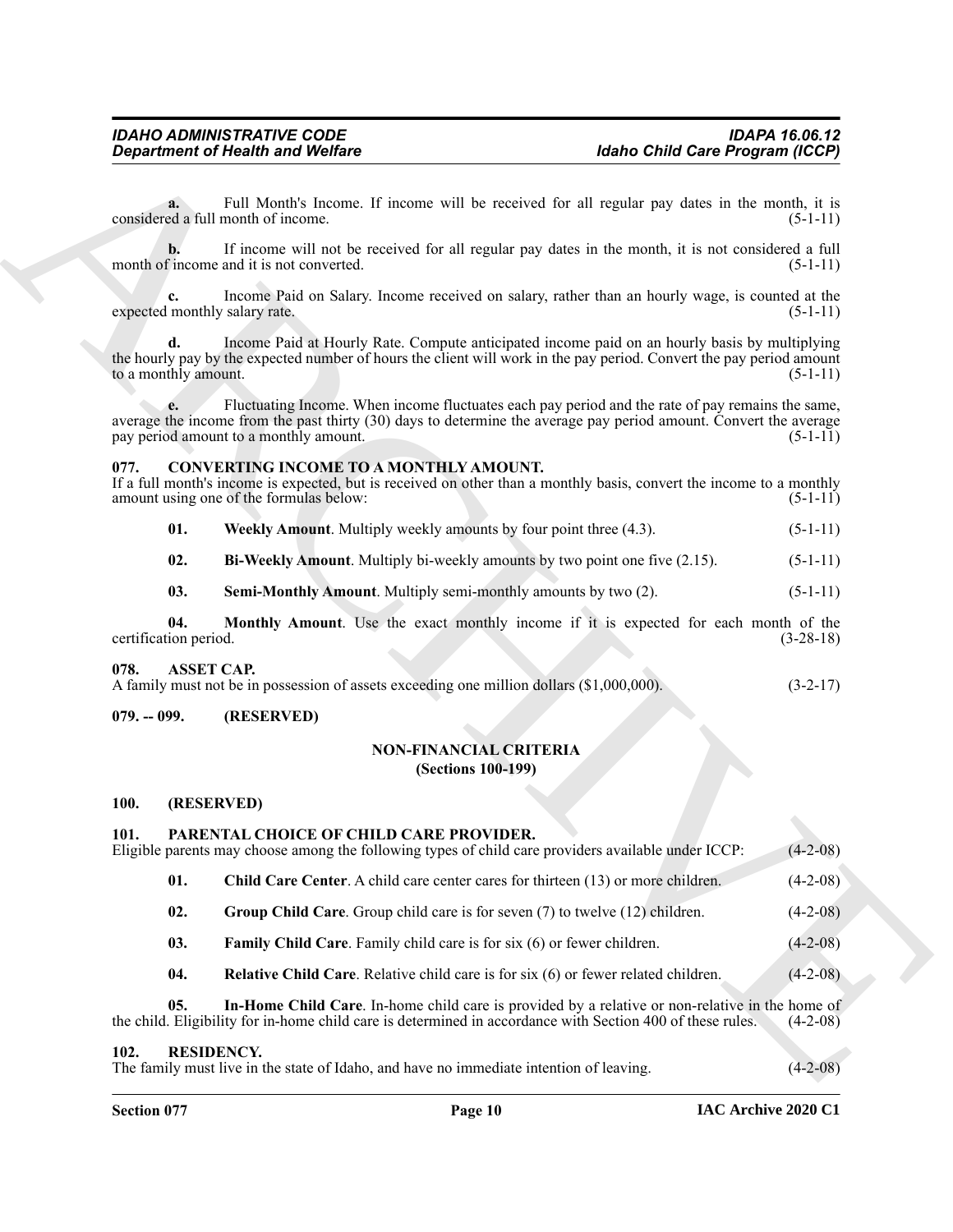**a.** Full Month's Income. If income will be received for all regular pay dates in the month, it is considered a full month of income. (5-1-11)

**b.** If income will not be received for all regular pay dates in the month, it is not considered a full month of income and it is not converted. (5-1-11)

**c.** Income Paid on Salary. Income received on salary, rather than an hourly wage, is counted at the expected monthly salary rate. (5-1-11)

**d.** Income Paid at Hourly Rate. Compute anticipated income paid on an hourly basis by multiplying the hourly pay by the expected number of hours the client will work in the pay period. Convert the pay period amount to a monthly amount. (5-1-11)

**e.** Fluctuating Income. When income fluctuates each pay period and the rate of pay remains the same, average the income from the past thirty (30) days to determine the average pay period amount. Convert the average pay period amount to a monthly amount. (5-1-11)

## 077. CONVERTING INCOME TO A MONTHLY AMOUNT.

If a full month's income is expected, but is received on other than a monthly basis, convert the income to a monthly amount using one of the formulas below: (5-1-11)

**01. Weekly Amount**. Multiply weekly amounts by four point three (4.3). (5-1-11)

**02. Bi-Weekly Amount**. Multiply bi-weekly amounts by two point one five (2.15). (5-1-11)

**03. Semi-Monthly Amount**. Multiply semi-monthly amounts by two (2). (5-1-11)

**04. Monthly Amount**. Use the exact monthly income if it is expected for each month of the certification period. (3-28-18)

## 078. ASSET CAP.

A family must not be in possession of assets exceeding one million dollars ($1,000,000). (3-2-17)

## 079. -- 099. (RESERVED)

## NON-FINANCIAL CRITERIA (Sections 100-199)

## 100. (RESERVED)

## 101. PARENTAL CHOICE OF CHILD CARE PROVIDER.

Eligible parents may choose among the following types of child care providers available under ICCP: (4-2-08)

**01. Child Care Center**. A child care center cares for thirteen (13) or more children. (4-2-08)

**02. Group Child Care**. Group child care is for seven (7) to twelve (12) children. (4-2-08)

**03. Family Child Care**. Family child care is for six (6) or fewer children. (4-2-08)

**04. Relative Child Care**. Relative child care is for six (6) or fewer related children. (4-2-08)

**05. In-Home Child Care**. In-home child care is provided by a relative or non-relative in the home of the child. Eligibility for in-home child care is determined in accordance with Section 400 of these rules. (4-2-08)

## 102. RESIDENCY.

The family must live in the state of Idaho, and have no immediate intention of leaving. (4-2-08)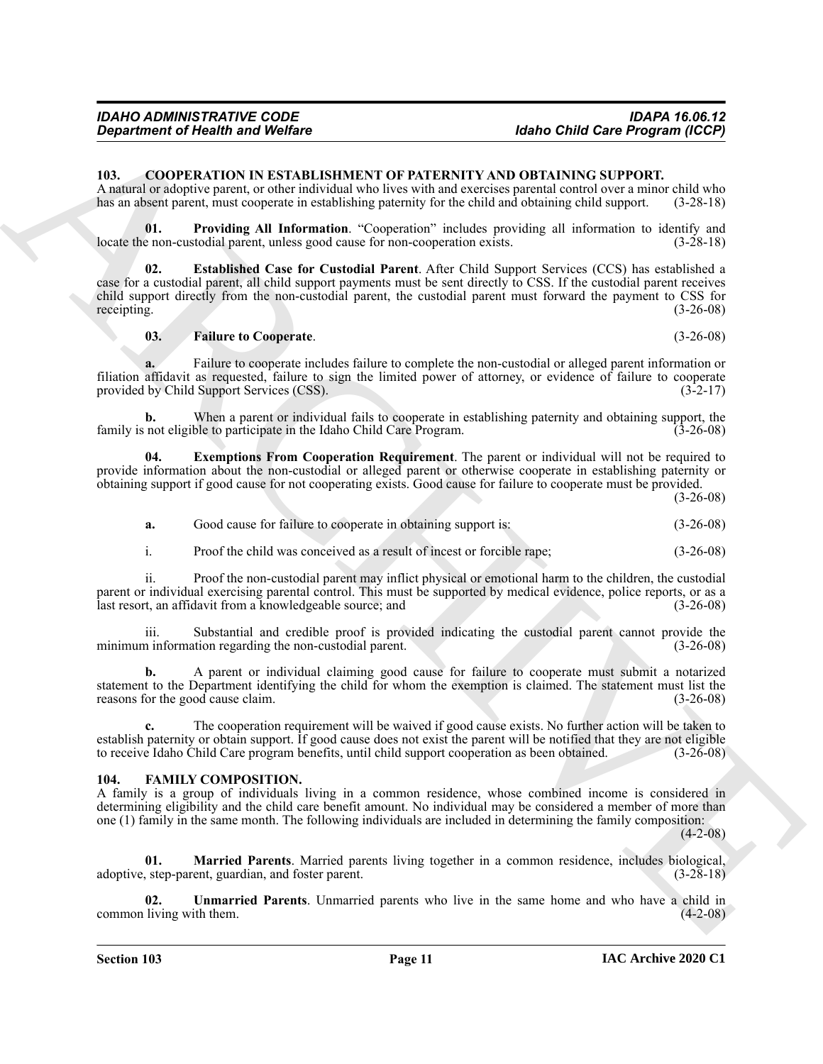**103. COOPERATION IN ESTABLISHMENT OF PATERNITY AND OBTAINING SUPPORT.**
A natural or adoptive parent, or other individual who lives with and exercises parental control over a minor child who has an absent parent, must cooperate in establishing paternity for the child and obtaining child support. (3-28-18)

**01. Providing All Information**. "Cooperation" includes providing all information to identify and locate the non-custodial parent, unless good cause for non-cooperation exists. (3-28-18)

**02. Established Case for Custodial Parent**. After Child Support Services (CCS) has established a case for a custodial parent, all child support payments must be sent directly to CSS. If the custodial parent receives child support directly from the non-custodial parent, the custodial parent must forward the payment to CSS for receipting. (3-26-08)

**03. Failure to Cooperate**. (3-26-08)

**a.** Failure to cooperate includes failure to complete the non-custodial or alleged parent information or filiation affidavit as requested, failure to sign the limited power of attorney, or evidence of failure to cooperate provided by Child Support Services (CSS). (3-2-17)

**b.** When a parent or individual fails to cooperate in establishing paternity and obtaining support, the family is not eligible to participate in the Idaho Child Care Program. (3-26-08)

**04. Exemptions From Cooperation Requirement**. The parent or individual will not be required to provide information about the non-custodial or alleged parent or otherwise cooperate in establishing paternity or obtaining support if good cause for not cooperating exists. Good cause for failure to cooperate must be provided. (3-26-08)

**a.** Good cause for failure to cooperate in obtaining support is: (3-26-08)

i. Proof the child was conceived as a result of incest or forcible rape; (3-26-08)

ii. Proof the non-custodial parent may inflict physical or emotional harm to the children, the custodial parent or individual exercising parental control. This must be supported by medical evidence, police reports, or as a last resort, an affidavit from a knowledgeable source; and (3-26-08)

iii. Substantial and credible proof is provided indicating the custodial parent cannot provide the minimum information regarding the non-custodial parent. (3-26-08)

**b.** A parent or individual claiming good cause for failure to cooperate must submit a notarized statement to the Department identifying the child for whom the exemption is claimed. The statement must list the reasons for the good cause claim. (3-26-08)

**c.** The cooperation requirement will be waived if good cause exists. No further action will be taken to establish paternity or obtain support. If good cause does not exist the parent will be notified that they are not eligible to receive Idaho Child Care program benefits, until child support cooperation as been obtained. (3-26-08)

**104. FAMILY COMPOSITION.**
A family is a group of individuals living in a common residence, whose combined income is considered in determining eligibility and the child care benefit amount. No individual may be considered a member of more than one (1) family in the same month. The following individuals are included in determining the family composition: (4-2-08)

**01. Married Parents**. Married parents living together in a common residence, includes biological, adoptive, step-parent, guardian, and foster parent. (3-28-18)

**02. Unmarried Parents**. Unmarried parents who live in the same home and who have a child in common living with them. (4-2-08)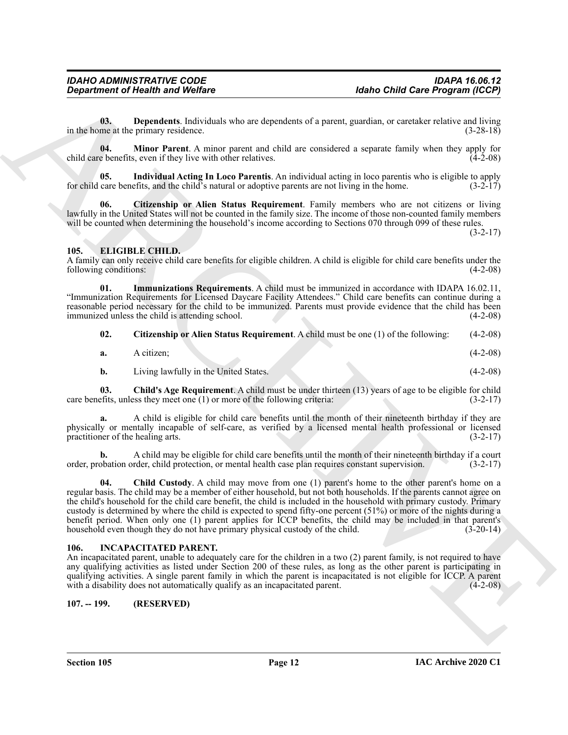**03. Dependents**. Individuals who are dependents of a parent, guardian, or caretaker relative and living in the home at the primary residence. (3-28-18)

**04. Minor Parent**. A minor parent and child are considered a separate family when they apply for child care benefits, even if they live with other relatives. (4-2-08)

**05. Individual Acting In Loco Parentis**. An individual acting in loco parentis who is eligible to apply for child care benefits, and the child's natural or adoptive parents are not living in the home. (3-2-17)

**06. Citizenship or Alien Status Requirement**. Family members who are not citizens or living lawfully in the United States will not be counted in the family size. The income of those non-counted family members will be counted when determining the household's income according to Sections 070 through 099 of these rules. (3-2-17)

## 105. ELIGIBLE CHILD.

A family can only receive child care benefits for eligible children. A child is eligible for child care benefits under the following conditions: (4-2-08)

**01. Immunizations Requirements**. A child must be immunized in accordance with IDAPA 16.02.11, "Immunization Requirements for Licensed Daycare Facility Attendees." Child care benefits can continue during a reasonable period necessary for the child to be immunized. Parents must provide evidence that the child has been immunized unless the child is attending school. (4-2-08)

**02. Citizenship or Alien Status Requirement**. A child must be one (1) of the following: (4-2-08)

**a.** A citizen; (4-2-08)

**b.** Living lawfully in the United States. (4-2-08)

**03. Child's Age Requirement**. A child must be under thirteen (13) years of age to be eligible for child care benefits, unless they meet one (1) or more of the following criteria: (3-2-17)

**a.** A child is eligible for child care benefits until the month of their nineteenth birthday if they are physically or mentally incapable of self-care, as verified by a licensed mental health professional or licensed practitioner of the healing arts. (3-2-17)

**b.** A child may be eligible for child care benefits until the month of their nineteenth birthday if a court order, probation order, child protection, or mental health case plan requires constant supervision. (3-2-17)

**04. Child Custody**. A child may move from one (1) parent's home to the other parent's home on a regular basis. The child may be a member of either household, but not both households. If the parents cannot agree on the child's household for the child care benefit, the child is included in the household with primary custody. Primary custody is determined by where the child is expected to spend fifty-one percent (51%) or more of the nights during a benefit period. When only one (1) parent applies for ICCP benefits, the child may be included in that parent's household even though they do not have primary physical custody of the child. (3-20-14)

## 106. INCAPACITATED PARENT.

An incapacitated parent, unable to adequately care for the children in a two (2) parent family, is not required to have any qualifying activities as listed under Section 200 of these rules, as long as the other parent is participating in qualifying activities. A single parent family in which the parent is incapacitated is not eligible for ICCP. A parent with a disability does not automatically qualify as an incapacitated parent. (4-2-08)

## 107. -- 199. (RESERVED)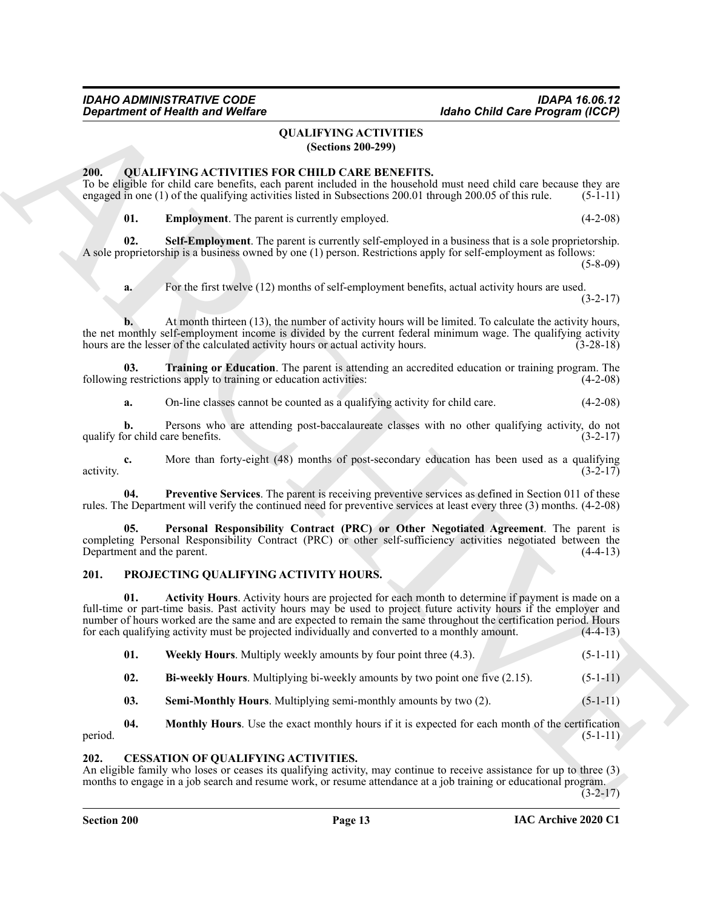## QUALIFYING ACTIVITIES
### (Sections 200-299)

### 200. QUALIFYING ACTIVITIES FOR CHILD CARE BENEFITS.

To be eligible for child care benefits, each parent included in the household must need child care because they are engaged in one (1) of the qualifying activities listed in Subsections 200.01 through 200.05 of this rule. (5-1-11)

**01. Employment**. The parent is currently employed. (4-2-08)

**02. Self-Employment**. The parent is currently self-employed in a business that is a sole proprietorship. A sole proprietorship is a business owned by one (1) person. Restrictions apply for self-employment as follows: (5-8-09)

**a.** For the first twelve (12) months of self-employment benefits, actual activity hours are used. (3-2-17)

**b.** At month thirteen (13), the number of activity hours will be limited. To calculate the activity hours, the net monthly self-employment income is divided by the current federal minimum wage. The qualifying activity hours are the lesser of the calculated activity hours or actual activity hours. (3-28-18)

**03. Training or Education**. The parent is attending an accredited education or training program. The following restrictions apply to training or education activities: (4-2-08)

**a.** On-line classes cannot be counted as a qualifying activity for child care. (4-2-08)

**b.** Persons who are attending post-baccalaureate classes with no other qualifying activity, do not qualify for child care benefits. (3-2-17)

**c.** More than forty-eight (48) months of post-secondary education has been used as a qualifying activity. (3-2-17)

**04. Preventive Services**. The parent is receiving preventive services as defined in Section 011 of these rules. The Department will verify the continued need for preventive services at least every three (3) months. (4-2-08)

**05. Personal Responsibility Contract (PRC) or Other Negotiated Agreement**. The parent is completing Personal Responsibility Contract (PRC) or other self-sufficiency activities negotiated between the Department and the parent. (4-4-13)

### 201. PROJECTING QUALIFYING ACTIVITY HOURS.

**01. Activity Hours**. Activity hours are projected for each month to determine if payment is made on a full-time or part-time basis. Past activity hours may be used to project future activity hours if the employer and number of hours worked are the same and are expected to remain the same throughout the certification period. Hours for each qualifying activity must be projected individually and converted to a monthly amount. (4-4-13)

**01. Weekly Hours**. Multiply weekly amounts by four point three (4.3). (5-1-11)

**02. Bi-weekly Hours**. Multiplying bi-weekly amounts by two point one five (2.15). (5-1-11)

**03. Semi-Monthly Hours**. Multiplying semi-monthly amounts by two (2). (5-1-11)

**04. Monthly Hours**. Use the exact monthly hours if it is expected for each month of the certification period. (5-1-11)

### 202. CESSATION OF QUALIFYING ACTIVITIES.

An eligible family who loses or ceases its qualifying activity, may continue to receive assistance for up to three (3) months to engage in a job search and resume work, or resume attendance at a job training or educational program. (3-2-17)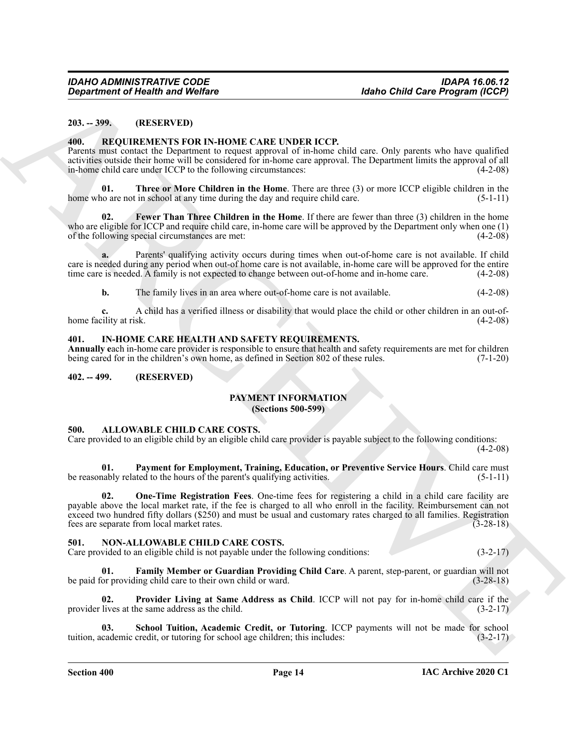**203. -- 399. (RESERVED)**

**400. REQUIREMENTS FOR IN-HOME CARE UNDER ICCP.**

Parents must contact the Department to request approval of in-home child care. Only parents who have qualified activities outside their home will be considered for in-home care approval. The Department limits the approval of all in-home child care under ICCP to the following circumstances: (4-2-08)

**01. Three or More Children in the Home**. There are three (3) or more ICCP eligible children in the home who are not in school at any time during the day and require child care. (5-1-11)

**02. Fewer Than Three Children in the Home**. If there are fewer than three (3) children in the home who are eligible for ICCP and require child care, in-home care will be approved by the Department only when one (1) of the following special circumstances are met: (4-2-08)

**a.** Parents' qualifying activity occurs during times when out-of-home care is not available. If child care is needed during any period when out-of home care is not available, in-home care will be approved for the entire time care is needed. A family is not expected to change between out-of-home and in-home care. (4-2-08)

**b.** The family lives in an area where out-of-home care is not available. (4-2-08)

**c.** A child has a verified illness or disability that would place the child or other children in an out-of-home facility at risk. (4-2-08)

**401. IN-HOME CARE HEALTH AND SAFETY REQUIREMENTS.**

**Annually e**ach in-home care provider is responsible to ensure that health and safety requirements are met for children being cared for in the children's own home, as defined in Section 802 of these rules. (7-1-20)

**402. -- 499. (RESERVED)**

**PAYMENT INFORMATION**
**(Sections 500-599)**

**500. ALLOWABLE CHILD CARE COSTS.**

Care provided to an eligible child by an eligible child care provider is payable subject to the following conditions: (4-2-08)

**01. Payment for Employment, Training, Education, or Preventive Service Hours**. Child care must be reasonably related to the hours of the parent's qualifying activities. (5-1-11)

**02. One-Time Registration Fees**. One-time fees for registering a child in a child care facility are payable above the local market rate, if the fee is charged to all who enroll in the facility. Reimbursement can not exceed two hundred fifty dollars ($250) and must be usual and customary rates charged to all families. Registration fees are separate from local market rates. (3-28-18)

**501. NON-ALLOWABLE CHILD CARE COSTS.**

Care provided to an eligible child is not payable under the following conditions: (3-2-17)

**01. Family Member or Guardian Providing Child Care**. A parent, step-parent, or guardian will not be paid for providing child care to their own child or ward. (3-28-18)

**02. Provider Living at Same Address as Child**. ICCP will not pay for in-home child care if the provider lives at the same address as the child. (3-2-17)

**03. School Tuition, Academic Credit, or Tutoring**. ICCP payments will not be made for school tuition, academic credit, or tutoring for school age children; this includes: (3-2-17)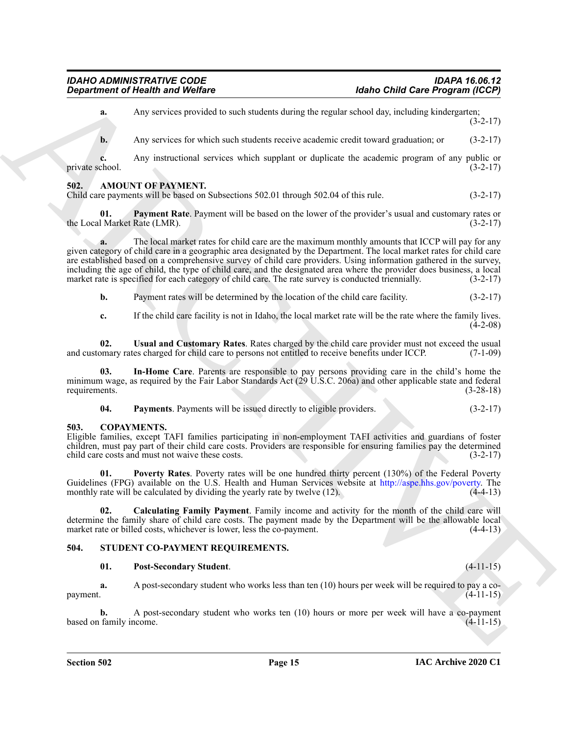**a.** Any services provided to such students during the regular school day, including kindergarten; (3-2-17)

**b.** Any services for which such students receive academic credit toward graduation; or (3-2-17)

**c.** Any instructional services which supplant or duplicate the academic program of any public or private school. (3-2-17)

## 502. AMOUNT OF PAYMENT.

Child care payments will be based on Subsections 502.01 through 502.04 of this rule. (3-2-17)

**01. Payment Rate**. Payment will be based on the lower of the provider's usual and customary rates or the Local Market Rate (LMR). (3-2-17)

**a.** The local market rates for child care are the maximum monthly amounts that ICCP will pay for any given category of child care in a geographic area designated by the Department. The local market rates for child care are established based on a comprehensive survey of child care providers. Using information gathered in the survey, including the age of child, the type of child care, and the designated area where the provider does business, a local market rate is specified for each category of child care. The rate survey is conducted triennially. (3-2-17)

**b.** Payment rates will be determined by the location of the child care facility. (3-2-17)

**c.** If the child care facility is not in Idaho, the local market rate will be the rate where the family lives. (4-2-08)

**02. Usual and Customary Rates**. Rates charged by the child care provider must not exceed the usual and customary rates charged for child care to persons not entitled to receive benefits under ICCP. (7-1-09)

**03. In-Home Care**. Parents are responsible to pay persons providing care in the child's home the minimum wage, as required by the Fair Labor Standards Act (29 U.S.C. 206a) and other applicable state and federal requirements. (3-28-18)

**04. Payments**. Payments will be issued directly to eligible providers. (3-2-17)

## 503. COPAYMENTS.

Eligible families, except TAFI families participating in non-employment TAFI activities and guardians of foster children, must pay part of their child care costs. Providers are responsible for ensuring families pay the determined child care costs and must not waive these costs. (3-2-17)

**01. Poverty Rates**. Poverty rates will be one hundred thirty percent (130%) of the Federal Poverty Guidelines (FPG) available on the U.S. Health and Human Services website at http://aspe.hhs.gov/poverty. The monthly rate will be calculated by dividing the yearly rate by twelve (12). (4-4-13)

**02. Calculating Family Payment**. Family income and activity for the month of the child care will determine the family share of child care costs. The payment made by the Department will be the allowable local market rate or billed costs, whichever is lower, less the co-payment. (4-4-13)

## 504. STUDENT CO-PAYMENT REQUIREMENTS.

**01. Post-Secondary Student**. (4-11-15)

**a.** A post-secondary student who works less than ten (10) hours per week will be required to pay a co-payment. (4-11-15)

**b.** A post-secondary student who works ten (10) hours or more per week will have a co-payment based on family income. (4-11-15)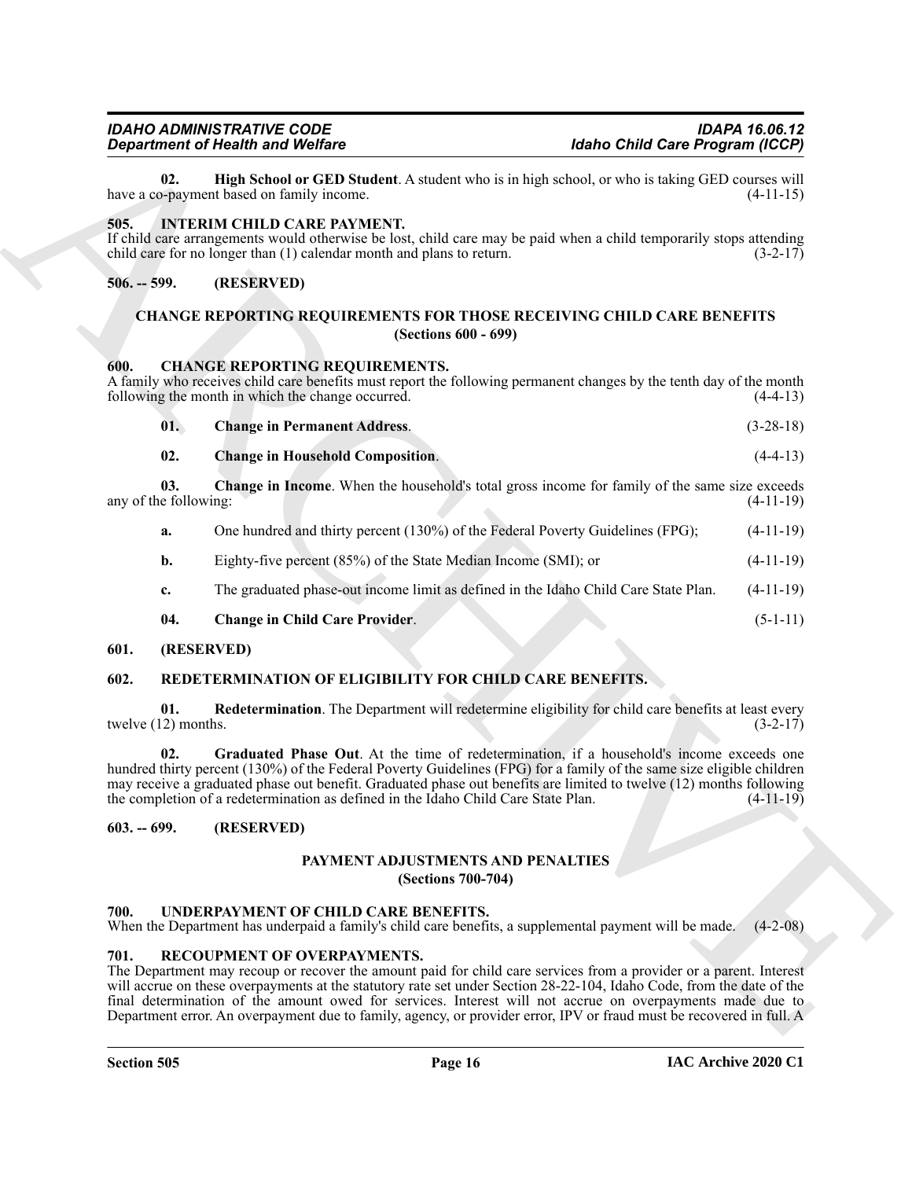**02. High School or GED Student**. A student who is in high school, or who is taking GED courses will have a co-payment based on family income. (4-11-15)

### 505. INTERIM CHILD CARE PAYMENT.

If child care arrangements would otherwise be lost, child care may be paid when a child temporarily stops attending child care for no longer than (1) calendar month and plans to return. (3-2-17)

### 506. -- 599. (RESERVED)

## CHANGE REPORTING REQUIREMENTS FOR THOSE RECEIVING CHILD CARE BENEFITS (Sections 600 - 699)

### 600. CHANGE REPORTING REQUIREMENTS.

A family who receives child care benefits must report the following permanent changes by the tenth day of the month following the month in which the change occurred. (4-4-13)

**01. Change in Permanent Address**. (3-28-18)

**02. Change in Household Composition**. (4-4-13)

**03. Change in Income**. When the household's total gross income for family of the same size exceeds any of the following: (4-11-19)

a. One hundred and thirty percent (130%) of the Federal Poverty Guidelines (FPG); (4-11-19)

b. Eighty-five percent (85%) of the State Median Income (SMI); or (4-11-19)

c. The graduated phase-out income limit as defined in the Idaho Child Care State Plan. (4-11-19)

**04. Change in Child Care Provider**. (5-1-11)

### 601. (RESERVED)

### 602. REDETERMINATION OF ELIGIBILITY FOR CHILD CARE BENEFITS.

**01. Redetermination**. The Department will redetermine eligibility for child care benefits at least every twelve (12) months. (3-2-17)

**02. Graduated Phase Out**. At the time of redetermination, if a household's income exceeds one hundred thirty percent (130%) of the Federal Poverty Guidelines (FPG) for a family of the same size eligible children may receive a graduated phase out benefit. Graduated phase out benefits are limited to twelve (12) months following the completion of a redetermination as defined in the Idaho Child Care State Plan. (4-11-19)

### 603. -- 699. (RESERVED)

## PAYMENT ADJUSTMENTS AND PENALTIES (Sections 700-704)

### 700. UNDERPAYMENT OF CHILD CARE BENEFITS.

When the Department has underpaid a family's child care benefits, a supplemental payment will be made. (4-2-08)

### 701. RECOUPMENT OF OVERPAYMENTS.

The Department may recoup or recover the amount paid for child care services from a provider or a parent. Interest will accrue on these overpayments at the statutory rate set under Section 28-22-104, Idaho Code, from the date of the final determination of the amount owed for services. Interest will not accrue on overpayments made due to Department error. An overpayment due to family, agency, or provider error, IPV or fraud must be recovered in full. A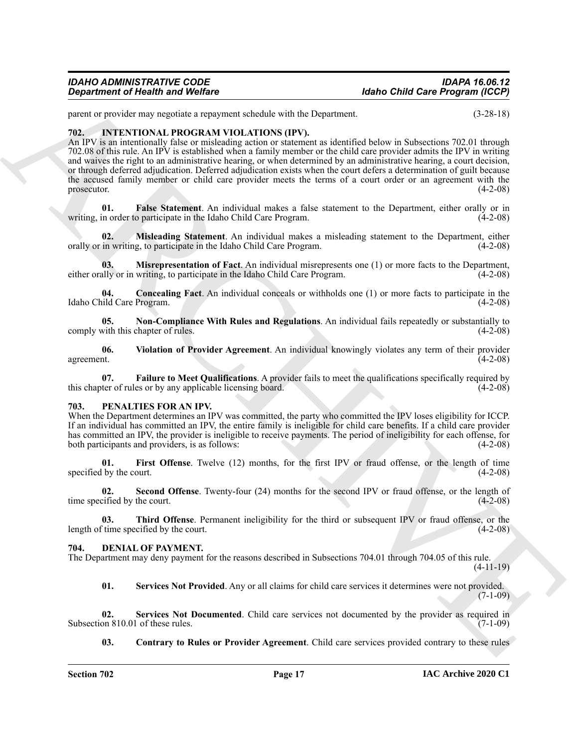parent or provider may negotiate a repayment schedule with the Department. (3-28-18)

## 702. INTENTIONAL PROGRAM VIOLATIONS (IPV).

An IPV is an intentionally false or misleading action or statement as identified below in Subsections 702.01 through 702.08 of this rule. An IPV is established when a family member or the child care provider admits the IPV in writing and waives the right to an administrative hearing, or when determined by an administrative hearing, a court decision, or through deferred adjudication. Deferred adjudication exists when the court defers a determination of guilt because the accused family member or child care provider meets the terms of a court order or an agreement with the prosecutor. (4-2-08)

**01. False Statement**. An individual makes a false statement to the Department, either orally or in writing, in order to participate in the Idaho Child Care Program. (4-2-08)

**02. Misleading Statement**. An individual makes a misleading statement to the Department, either orally or in writing, to participate in the Idaho Child Care Program. (4-2-08)

**03. Misrepresentation of Fact**. An individual misrepresents one (1) or more facts to the Department, either orally or in writing, to participate in the Idaho Child Care Program. (4-2-08)

**04. Concealing Fact**. An individual conceals or withholds one (1) or more facts to participate in the Idaho Child Care Program. (4-2-08)

**05. Non-Compliance With Rules and Regulations**. An individual fails repeatedly or substantially to comply with this chapter of rules. (4-2-08)

**06. Violation of Provider Agreement**. An individual knowingly violates any term of their provider agreement. (4-2-08)

**07. Failure to Meet Qualifications**. A provider fails to meet the qualifications specifically required by this chapter of rules or by any applicable licensing board. (4-2-08)

## 703. PENALTIES FOR AN IPV.

When the Department determines an IPV was committed, the party who committed the IPV loses eligibility for ICCP. If an individual has committed an IPV, the entire family is ineligible for child care benefits. If a child care provider has committed an IPV, the provider is ineligible to receive payments. The period of ineligibility for each offense, for both participants and providers, is as follows: (4-2-08)

**01. First Offense**. Twelve (12) months, for the first IPV or fraud offense, or the length of time specified by the court. (4-2-08)

**02. Second Offense**. Twenty-four (24) months for the second IPV or fraud offense, or the length of time specified by the court. (4-2-08)

**03. Third Offense**. Permanent ineligibility for the third or subsequent IPV or fraud offense, or the length of time specified by the court. (4-2-08)

## 704. DENIAL OF PAYMENT.

The Department may deny payment for the reasons described in Subsections 704.01 through 704.05 of this rule. (4-11-19)

**01. Services Not Provided**. Any or all claims for child care services it determines were not provided. (7-1-09)

**02. Services Not Documented**. Child care services not documented by the provider as required in Subsection 810.01 of these rules. (7-1-09)

**03. Contrary to Rules or Provider Agreement**. Child care services provided contrary to these rules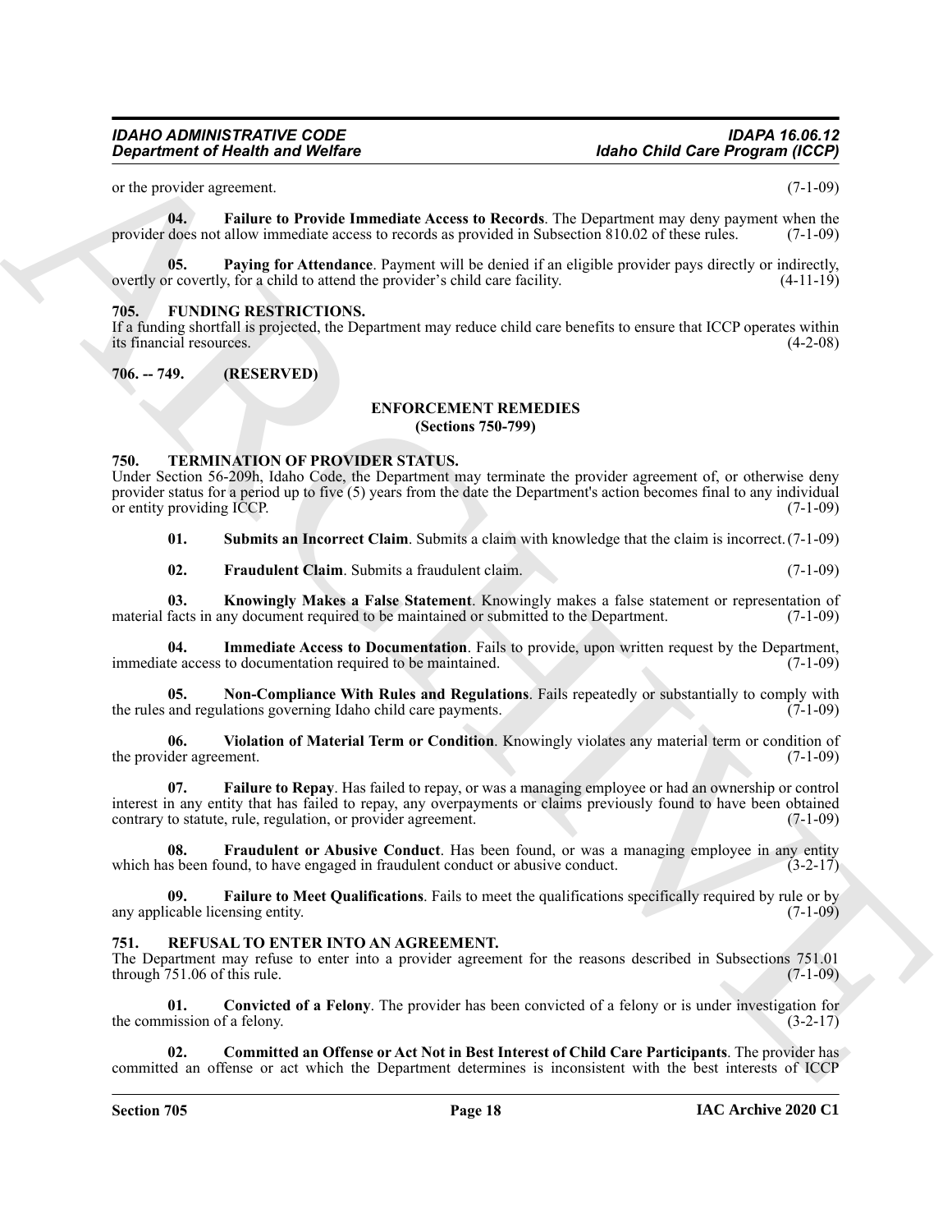or the provider agreement. (7-1-09)

**04. Failure to Provide Immediate Access to Records**. The Department may deny payment when the provider does not allow immediate access to records as provided in Subsection 810.02 of these rules. (7-1-09)

**05. Paying for Attendance**. Payment will be denied if an eligible provider pays directly or indirectly, overtly or covertly, for a child to attend the provider's child care facility. (4-11-19)

### 705. FUNDING RESTRICTIONS.

If a funding shortfall is projected, the Department may reduce child care benefits to ensure that ICCP operates within its financial resources. (4-2-08)

### 706. -- 749. (RESERVED)

## ENFORCEMENT REMEDIES
## (Sections 750-799)

### 750. TERMINATION OF PROVIDER STATUS.

Under Section 56-209h, Idaho Code, the Department may terminate the provider agreement of, or otherwise deny provider status for a period up to five (5) years from the date the Department's action becomes final to any individual or entity providing ICCP. (7-1-09)

**01. Submits an Incorrect Claim**. Submits a claim with knowledge that the claim is incorrect. (7-1-09)

**02. Fraudulent Claim**. Submits a fraudulent claim. (7-1-09)

**03. Knowingly Makes a False Statement**. Knowingly makes a false statement or representation of material facts in any document required to be maintained or submitted to the Department. (7-1-09)

**04. Immediate Access to Documentation**. Fails to provide, upon written request by the Department, immediate access to documentation required to be maintained. (7-1-09)

**05. Non-Compliance With Rules and Regulations**. Fails repeatedly or substantially to comply with the rules and regulations governing Idaho child care payments. (7-1-09)

**06. Violation of Material Term or Condition**. Knowingly violates any material term or condition of the provider agreement. (7-1-09)

**07. Failure to Repay**. Has failed to repay, or was a managing employee or had an ownership or control interest in any entity that has failed to repay, any overpayments or claims previously found to have been obtained contrary to statute, rule, regulation, or provider agreement. (7-1-09)

**08. Fraudulent or Abusive Conduct**. Has been found, or was a managing employee in any entity which has been found, to have engaged in fraudulent conduct or abusive conduct. (3-2-17)

**09. Failure to Meet Qualifications**. Fails to meet the qualifications specifically required by rule or by any applicable licensing entity. (7-1-09)

### 751. REFUSAL TO ENTER INTO AN AGREEMENT.

The Department may refuse to enter into a provider agreement for the reasons described in Subsections 751.01 through 751.06 of this rule. (7-1-09)

**01. Convicted of a Felony**. The provider has been convicted of a felony or is under investigation for the commission of a felony. (3-2-17)

**02. Committed an Offense or Act Not in Best Interest of Child Care Participants**. The provider has committed an offense or act which the Department determines is inconsistent with the best interests of ICCP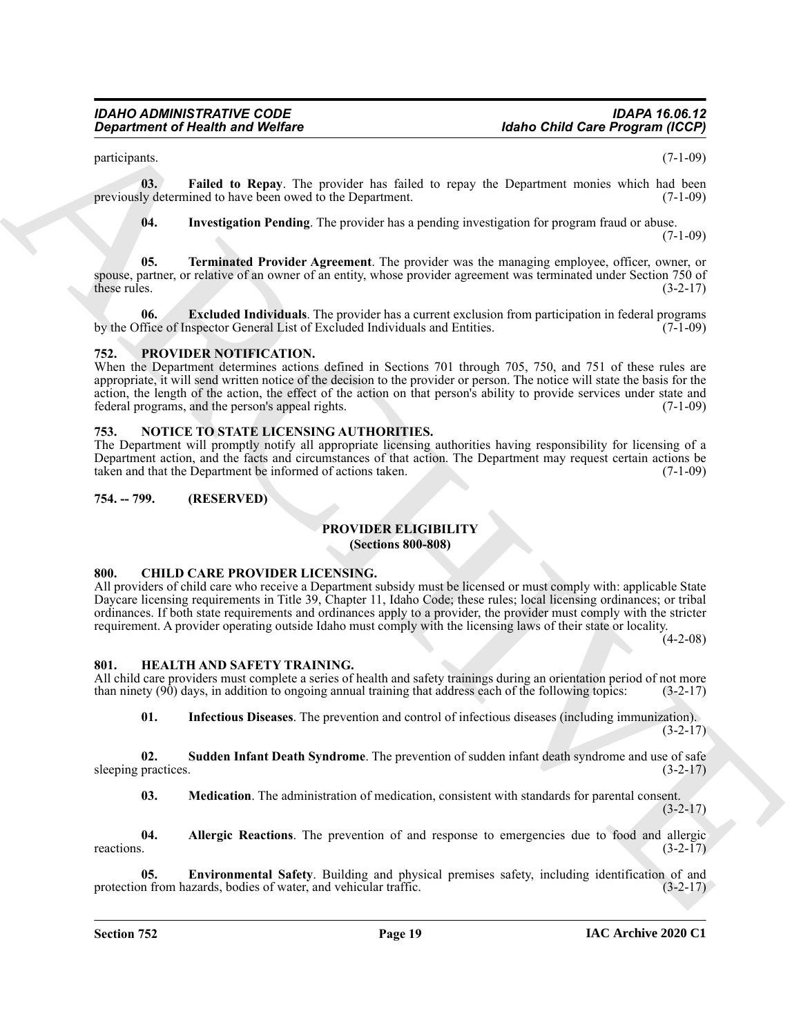participants. (7-1-09)

**03. Failed to Repay**. The provider has failed to repay the Department monies which had been previously determined to have been owed to the Department. (7-1-09)

**04. Investigation Pending**. The provider has a pending investigation for program fraud or abuse. (7-1-09)

**05. Terminated Provider Agreement**. The provider was the managing employee, officer, owner, or spouse, partner, or relative of an owner of an entity, whose provider agreement was terminated under Section 750 of these rules. (3-2-17)

**06. Excluded Individuals**. The provider has a current exclusion from participation in federal programs by the Office of Inspector General List of Excluded Individuals and Entities. (7-1-09)

### 752. PROVIDER NOTIFICATION.

When the Department determines actions defined in Sections 701 through 705, 750, and 751 of these rules are appropriate, it will send written notice of the decision to the provider or person. The notice will state the basis for the action, the length of the action, the effect of the action on that person's ability to provide services under state and federal programs, and the person's appeal rights. (7-1-09)

### 753. NOTICE TO STATE LICENSING AUTHORITIES.

The Department will promptly notify all appropriate licensing authorities having responsibility for licensing of a Department action, and the facts and circumstances of that action. The Department may request certain actions be taken and that the Department be informed of actions taken. (7-1-09)

### 754. -- 799. (RESERVED)

## PROVIDER ELIGIBILITY
**(Sections 800-808)**

### 800. CHILD CARE PROVIDER LICENSING.

All providers of child care who receive a Department subsidy must be licensed or must comply with: applicable State Daycare licensing requirements in Title 39, Chapter 11, Idaho Code; these rules; local licensing ordinances; or tribal ordinances. If both state requirements and ordinances apply to a provider, the provider must comply with the stricter requirement. A provider operating outside Idaho must comply with the licensing laws of their state or locality. (4-2-08)

### 801. HEALTH AND SAFETY TRAINING.

All child care providers must complete a series of health and safety trainings during an orientation period of not more than ninety (90) days, in addition to ongoing annual training that address each of the following topics: (3-2-17)

**01. Infectious Diseases**. The prevention and control of infectious diseases (including immunization). (3-2-17)

**02. Sudden Infant Death Syndrome**. The prevention of sudden infant death syndrome and use of safe sleeping practices. (3-2-17)

**03. Medication**. The administration of medication, consistent with standards for parental consent. (3-2-17)

**04. Allergic Reactions**. The prevention of and response to emergencies due to food and allergic reactions. (3-2-17)

**05. Environmental Safety**. Building and physical premises safety, including identification of and protection from hazards, bodies of water, and vehicular traffic. (3-2-17)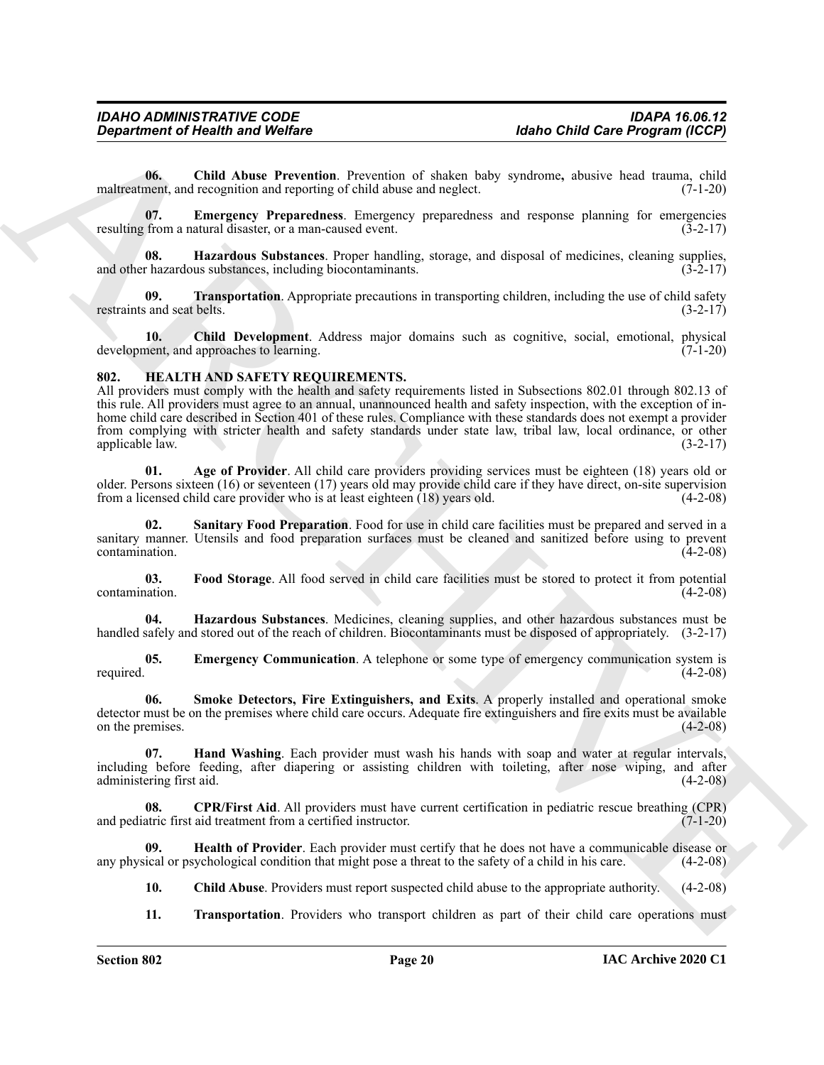**06. Child Abuse Prevention**. Prevention of shaken baby syndrome**,** abusive head trauma, child maltreatment, and recognition and reporting of child abuse and neglect. (7-1-20)

**07. Emergency Preparedness**. Emergency preparedness and response planning for emergencies resulting from a natural disaster, or a man-caused event. (3-2-17)

**08. Hazardous Substances**. Proper handling, storage, and disposal of medicines, cleaning supplies, and other hazardous substances, including biocontaminants. (3-2-17)

**09. Transportation**. Appropriate precautions in transporting children, including the use of child safety restraints and seat belts. (3-2-17)

**10. Child Development**. Address major domains such as cognitive, social, emotional, physical development, and approaches to learning. (7-1-20)

## 802. HEALTH AND SAFETY REQUIREMENTS.

All providers must comply with the health and safety requirements listed in Subsections 802.01 through 802.13 of this rule. All providers must agree to an annual, unannounced health and safety inspection, with the exception of in-home child care described in Section 401 of these rules. Compliance with these standards does not exempt a provider from complying with stricter health and safety standards under state law, tribal law, local ordinance, or other applicable law. (3-2-17)

**01. Age of Provider**. All child care providers providing services must be eighteen (18) years old or older. Persons sixteen (16) or seventeen (17) years old may provide child care if they have direct, on-site supervision from a licensed child care provider who is at least eighteen (18) years old. (4-2-08)

**02. Sanitary Food Preparation**. Food for use in child care facilities must be prepared and served in a sanitary manner. Utensils and food preparation surfaces must be cleaned and sanitized before using to prevent contamination. (4-2-08)

**03. Food Storage**. All food served in child care facilities must be stored to protect it from potential contamination. (4-2-08)

**04. Hazardous Substances**. Medicines, cleaning supplies, and other hazardous substances must be handled safely and stored out of the reach of children. Biocontaminants must be disposed of appropriately. (3-2-17)

**05. Emergency Communication**. A telephone or some type of emergency communication system is required. (4-2-08)

**06. Smoke Detectors, Fire Extinguishers, and Exits**. A properly installed and operational smoke detector must be on the premises where child care occurs. Adequate fire extinguishers and fire exits must be available on the premises. (4-2-08)

**07. Hand Washing**. Each provider must wash his hands with soap and water at regular intervals, including before feeding, after diapering or assisting children with toileting, after nose wiping, and after administering first aid. (4-2-08)

**08. CPR/First Aid**. All providers must have current certification in pediatric rescue breathing (CPR) and pediatric first aid treatment from a certified instructor. (7-1-20)

**09. Health of Provider**. Each provider must certify that he does not have a communicable disease or any physical or psychological condition that might pose a threat to the safety of a child in his care. (4-2-08)

**10. Child Abuse**. Providers must report suspected child abuse to the appropriate authority. (4-2-08)

**11. Transportation**. Providers who transport children as part of their child care operations must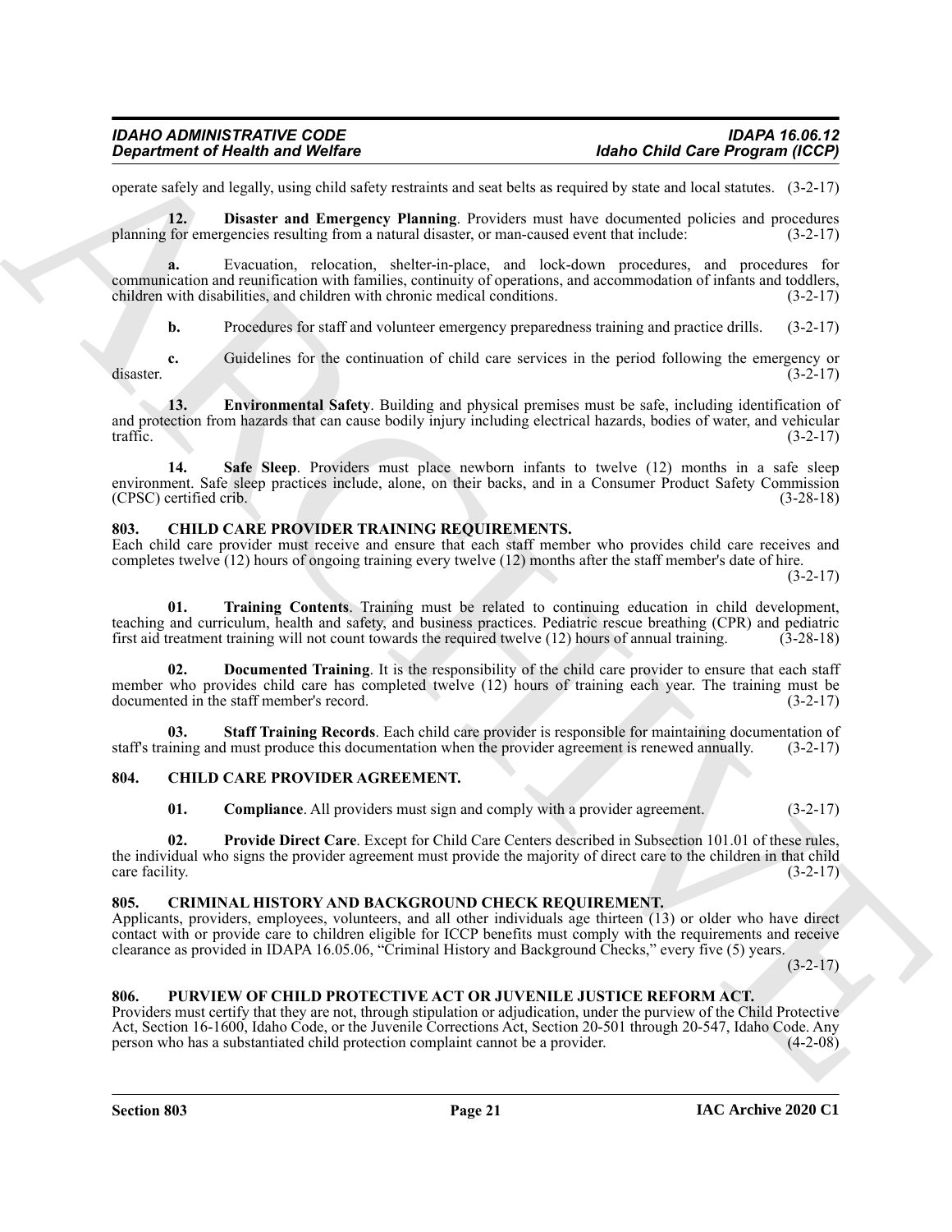operate safely and legally, using child safety restraints and seat belts as required by state and local statutes. (3-2-17)

**12. Disaster and Emergency Planning**. Providers must have documented policies and procedures planning for emergencies resulting from a natural disaster, or man-caused event that include: (3-2-17)

**a.** Evacuation, relocation, shelter-in-place, and lock-down procedures, and procedures for communication and reunification with families, continuity of operations, and accommodation of infants and toddlers, children with disabilities, and children with chronic medical conditions. (3-2-17)

**b.** Procedures for staff and volunteer emergency preparedness training and practice drills. (3-2-17)

**c.** Guidelines for the continuation of child care services in the period following the emergency or disaster. (3-2-17)

**13. Environmental Safety**. Building and physical premises must be safe, including identification of and protection from hazards that can cause bodily injury including electrical hazards, bodies of water, and vehicular traffic. (3-2-17)

**14. Safe Sleep**. Providers must place newborn infants to twelve (12) months in a safe sleep environment. Safe sleep practices include, alone, on their backs, and in a Consumer Product Safety Commission (CPSC) certified crib. (3-28-18)

## 803. CHILD CARE PROVIDER TRAINING REQUIREMENTS.

Each child care provider must receive and ensure that each staff member who provides child care receives and completes twelve (12) hours of ongoing training every twelve (12) months after the staff member's date of hire. (3-2-17)

**01. Training Contents**. Training must be related to continuing education in child development, teaching and curriculum, health and safety, and business practices. Pediatric rescue breathing (CPR) and pediatric first aid treatment training will not count towards the required twelve (12) hours of annual training. (3-28-18)

**02. Documented Training**. It is the responsibility of the child care provider to ensure that each staff member who provides child care has completed twelve (12) hours of training each year. The training must be documented in the staff member's record. (3-2-17)

**03. Staff Training Records**. Each child care provider is responsible for maintaining documentation of staff's training and must produce this documentation when the provider agreement is renewed annually. (3-2-17)

## 804. CHILD CARE PROVIDER AGREEMENT.

**01. Compliance**. All providers must sign and comply with a provider agreement. (3-2-17)

**02. Provide Direct Care**. Except for Child Care Centers described in Subsection 101.01 of these rules, the individual who signs the provider agreement must provide the majority of direct care to the children in that child care facility. (3-2-17)

## 805. CRIMINAL HISTORY AND BACKGROUND CHECK REQUIREMENT.

Applicants, providers, employees, volunteers, and all other individuals age thirteen (13) or older who have direct contact with or provide care to children eligible for ICCP benefits must comply with the requirements and receive clearance as provided in IDAPA 16.05.06, "Criminal History and Background Checks," every five (5) years. (3-2-17)

## 806. PURVIEW OF CHILD PROTECTIVE ACT OR JUVENILE JUSTICE REFORM ACT.

Providers must certify that they are not, through stipulation or adjudication, under the purview of the Child Protective Act, Section 16-1600, Idaho Code, or the Juvenile Corrections Act, Section 20-501 through 20-547, Idaho Code. Any person who has a substantiated child protection complaint cannot be a provider. (4-2-08)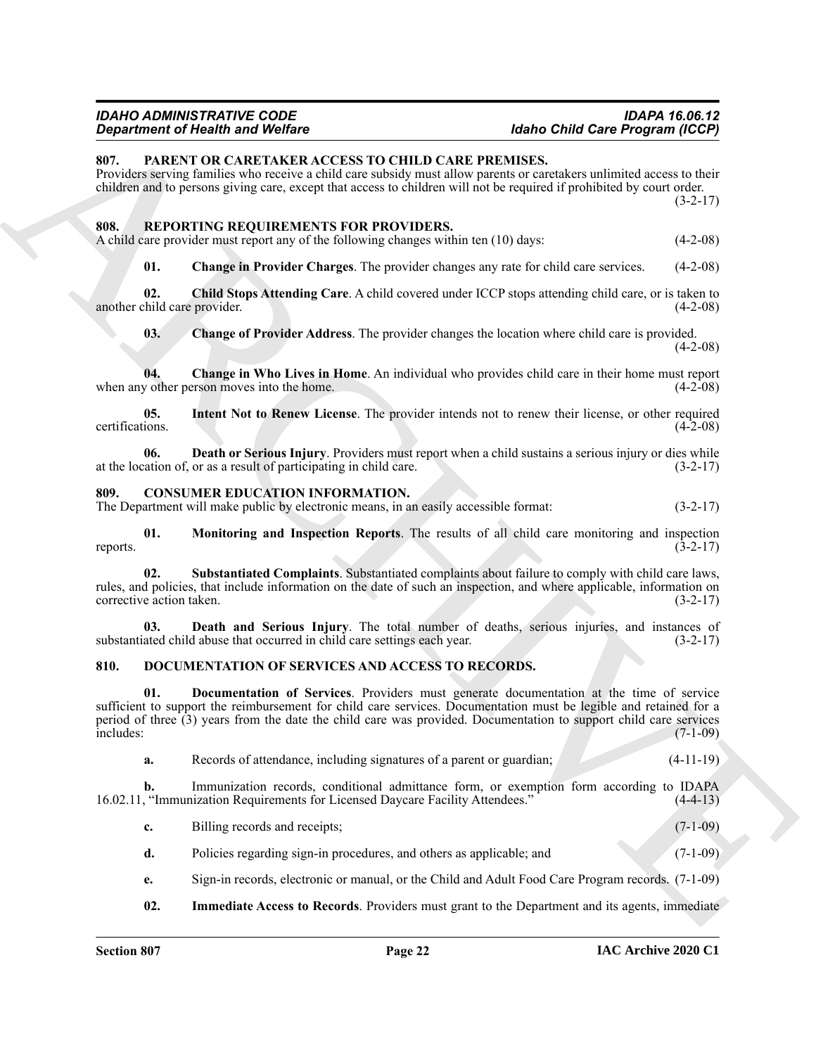### 807. PARENT OR CARETAKER ACCESS TO CHILD CARE PREMISES.

Providers serving families who receive a child care subsidy must allow parents or caretakers unlimited access to their children and to persons giving care, except that access to children will not be required if prohibited by court order. (3-2-17)

### 808. REPORTING REQUIREMENTS FOR PROVIDERS.

A child care provider must report any of the following changes within ten (10) days: (4-2-08)

**01. Change in Provider Charges**. The provider changes any rate for child care services. (4-2-08)

**02. Child Stops Attending Care**. A child covered under ICCP stops attending child care, or is taken to another child care provider. (4-2-08)

**03. Change of Provider Address**. The provider changes the location where child care is provided. (4-2-08)

**04. Change in Who Lives in Home**. An individual who provides child care in their home must report when any other person moves into the home. (4-2-08)

**05. Intent Not to Renew License**. The provider intends not to renew their license, or other required certifications. (4-2-08)

**06. Death or Serious Injury**. Providers must report when a child sustains a serious injury or dies while at the location of, or as a result of participating in child care. (3-2-17)

### 809. CONSUMER EDUCATION INFORMATION.

The Department will make public by electronic means, in an easily accessible format: (3-2-17)

**01. Monitoring and Inspection Reports**. The results of all child care monitoring and inspection reports. (3-2-17)

**02. Substantiated Complaints**. Substantiated complaints about failure to comply with child care laws, rules, and policies, that include information on the date of such an inspection, and where applicable, information on corrective action taken. (3-2-17)

**03. Death and Serious Injury**. The total number of deaths, serious injuries, and instances of substantiated child abuse that occurred in child care settings each year. (3-2-17)

### 810. DOCUMENTATION OF SERVICES AND ACCESS TO RECORDS.

**01. Documentation of Services**. Providers must generate documentation at the time of service sufficient to support the reimbursement for child care services. Documentation must be legible and retained for a period of three (3) years from the date the child care was provided. Documentation to support child care services includes: (7-1-09)

**a.** Records of attendance, including signatures of a parent or guardian; (4-11-19)

**b.** Immunization records, conditional admittance form, or exemption form according to IDAPA 16.02.11, "Immunization Requirements for Licensed Daycare Facility Attendees." (4-4-13)

**c.** Billing records and receipts; (7-1-09)

**d.** Policies regarding sign-in procedures, and others as applicable; and (7-1-09)

**e.** Sign-in records, electronic or manual, or the Child and Adult Food Care Program records. (7-1-09)

**02. Immediate Access to Records**. Providers must grant to the Department and its agents, immediate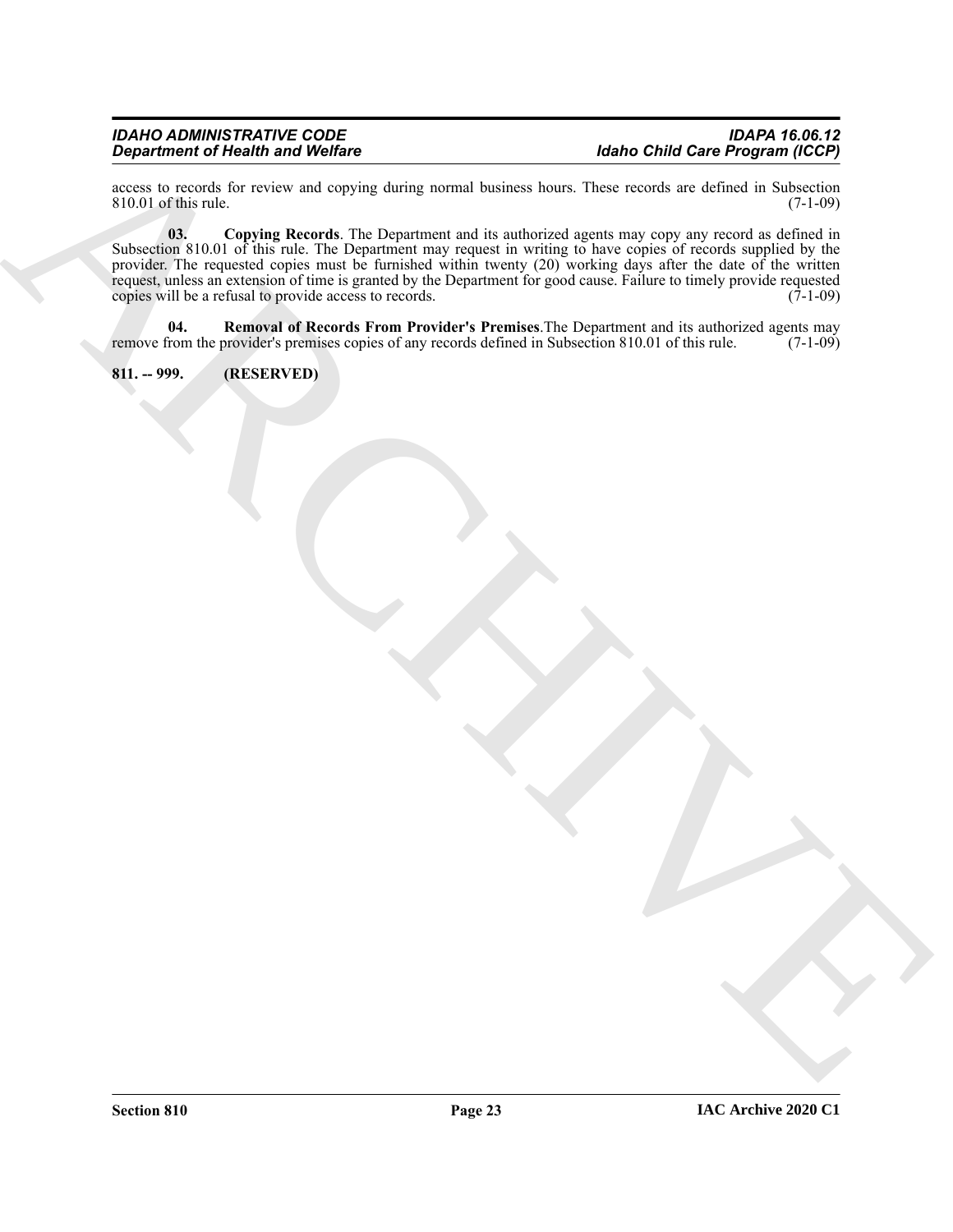access to records for review and copying during normal business hours. These records are defined in Subsection 810.01 of this rule. (7-1-09)

**03. Copying Records**. The Department and its authorized agents may copy any record as defined in Subsection 810.01 of this rule. The Department may request in writing to have copies of records supplied by the provider. The requested copies must be furnished within twenty (20) working days after the date of the written request, unless an extension of time is granted by the Department for good cause. Failure to timely provide requested copies will be a refusal to provide access to records. (7-1-09)

**04. Removal of Records From Provider's Premises**.The Department and its authorized agents may remove from the provider's premises copies of any records defined in Subsection 810.01 of this rule. (7-1-09)

**811. -- 999. (RESERVED)**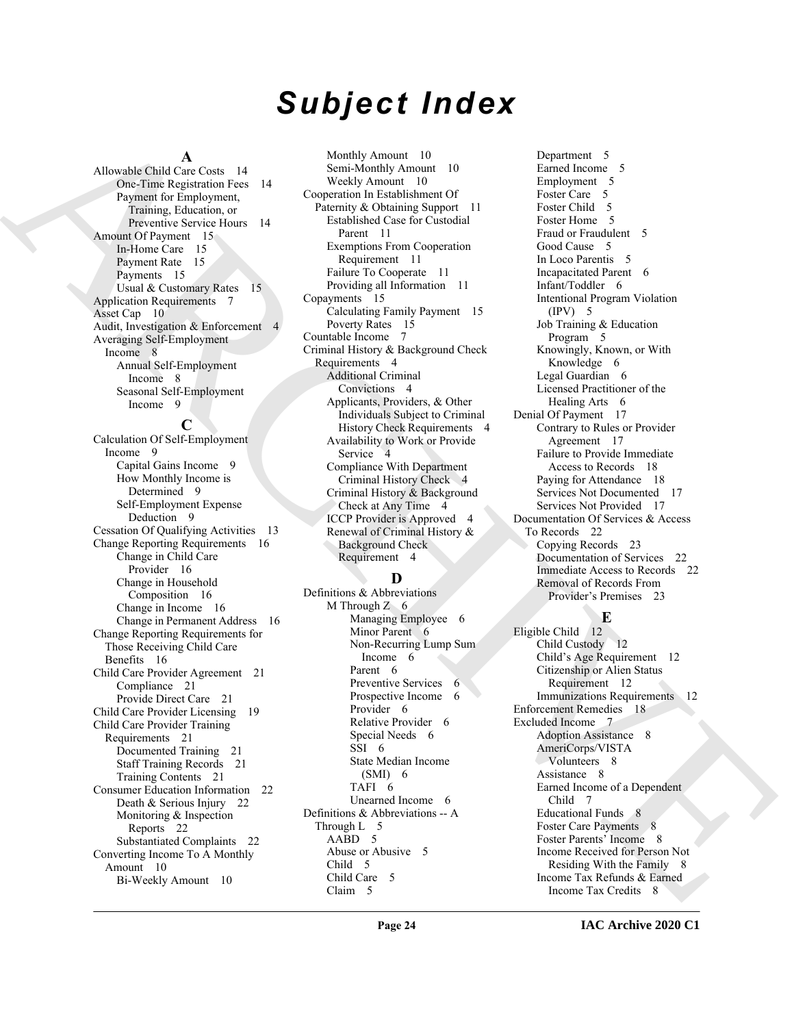# Subject Index

**A**

Allowable Child Care Costs 14
- One-Time Registration Fees 14
- Payment for Employment, Training, Education, or Preventive Service Hours 14

Amount Of Payment 15
- In-Home Care 15
- Payment Rate 15
- Payments 15
- Usual & Customary Rates 15

Application Requirements 7

Asset Cap 10

Audit, Investigation & Enforcement 4

Averaging Self-Employment Income 8
- Annual Self-Employment Income 8
- Seasonal Self-Employment Income 9

**C**

Calculation Of Self-Employment Income 9
- Capital Gains Income 9
- How Monthly Income is Determined 9
- Self-Employment Expense Deduction 9

Cessation Of Qualifying Activities 13

Change Reporting Requirements 16
- Change in Child Care Provider 16
- Change in Household Composition 16
- Change in Income 16
- Change in Permanent Address 16

Change Reporting Requirements for Those Receiving Child Care Benefits 16

Child Care Provider Agreement 21
- Compliance 21
- Provide Direct Care 21

Child Care Provider Licensing 19

Child Care Provider Training Requirements 21
- Documented Training 21
- Staff Training Records 21
- Training Contents 21

Consumer Education Information 22
- Death & Serious Injury 22
- Monitoring & Inspection Reports 22
- Substantiated Complaints 22

Converting Income To A Monthly Amount 10
- Bi-Weekly Amount 10
- Monthly Amount 10
- Semi-Monthly Amount 10
- Weekly Amount 10

Cooperation In Establishment Of Paternity & Obtaining Support 11
- Established Case for Custodial Parent 11
- Exemptions From Cooperation Requirement 11
- Failure To Cooperate 11
- Providing all Information 11

Copayments 15
- Calculating Family Payment 15
- Poverty Rates 15

Countable Income 7

Criminal History & Background Check Requirements 4
- Additional Criminal Convictions 4
- Applicants, Providers, & Other Individuals Subject to Criminal History Check Requirements 4
- Availability to Work or Provide Service 4
- Compliance With Department Criminal History Check 4
- Criminal History & Background Check at Any Time 4
- ICCP Provider is Approved 4
- Renewal of Criminal History & Background Check Requirement 4

**D**

Definitions & Abbreviations
- M Through Z 6
  - Managing Employee 6
  - Minor Parent 6
  - Non-Recurring Lump Sum Income 6
  - Parent 6
  - Preventive Services 6
  - Prospective Income 6
  - Provider 6
  - Relative Provider 6
  - Special Needs 6
  - SSI 6
  - State Median Income (SMI) 6
  - TAFI 6
  - Unearned Income 6

Definitions & Abbreviations -- A Through L 5
- AABD 5
- Abuse or Abusive 5
- Child 5
- Child Care 5
- Claim 5
- Department 5
- Earned Income 5
- Employment 5
- Foster Care 5
- Foster Child 5
- Foster Home 5
- Fraud or Fraudulent 5
- Good Cause 5
- In Loco Parentis 5
- Incapacitated Parent 6
- Infant/Toddler 6
- Intentional Program Violation (IPV) 5
- Job Training & Education Program 5
- Knowingly, Known, or With Knowledge 6
- Legal Guardian 6
- Licensed Practitioner of the Healing Arts 6

Denial Of Payment 17
- Contrary to Rules or Provider Agreement 17
- Failure to Provide Immediate Access to Records 18
- Paying for Attendance 18
- Services Not Documented 17
- Services Not Provided 17

Documentation Of Services & Access To Records 22
- Copying Records 23
- Documentation of Services 22
- Immediate Access to Records 22
- Removal of Records From Provider's Premises 23

**E**

Eligible Child 12
- Child Custody 12
- Child's Age Requirement 12
- Citizenship or Alien Status Requirement 12
- Immunizations Requirements 12

Enforcement Remedies 18

Excluded Income 7
- Adoption Assistance 8
- AmeriCorps/VISTA Volunteers 8
- Assistance 8
- Earned Income of a Dependent Child 7
- Educational Funds 8
- Foster Care Payments 8
- Foster Parents' Income 8
- Income Received for Person Not Residing With the Family 8
- Income Tax Refunds & Earned Income Tax Credits 8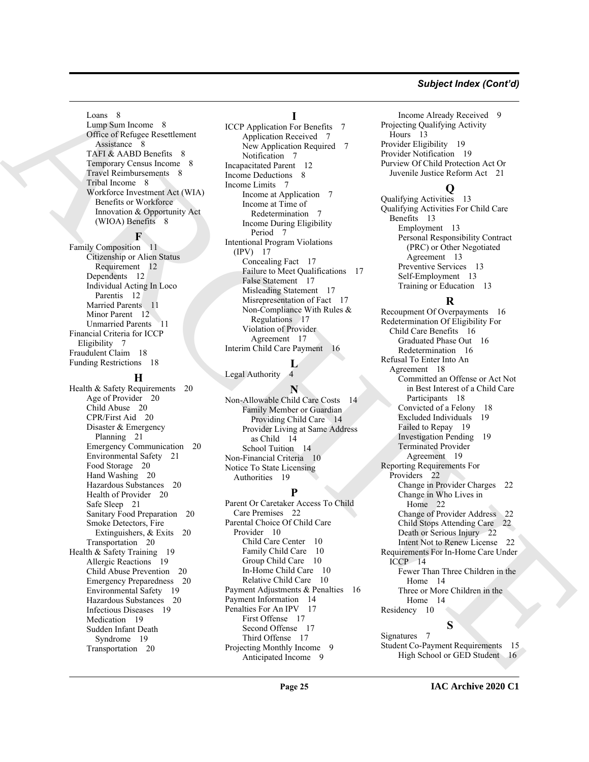Loans 8
Lump Sum Income 8
Office of Refugee Resettlement Assistance 8
TAFI & AABD Benefits 8
Temporary Census Income 8
Travel Reimbursements 8
Tribal Income 8
Workforce Investment Act (WIA) Benefits or Workforce Innovation & Opportunity Act (WIOA) Benefits 8

**F**

Family Composition 11
Citizenship or Alien Status Requirement 12
Dependents 12
Individual Acting In Loco Parentis 12
Married Parents 11
Minor Parent 12
Unmarried Parents 11
Financial Criteria for ICCP Eligibility 7
Fraudulent Claim 18
Funding Restrictions 18

**H**

Health & Safety Requirements 20
Age of Provider 20
Child Abuse 20
CPR/First Aid 20
Disaster & Emergency Planning 21
Emergency Communication 20
Environmental Safety 21
Food Storage 20
Hand Washing 20
Hazardous Substances 20
Health of Provider 20
Safe Sleep 21
Sanitary Food Preparation 20
Smoke Detectors, Fire Extinguishers, & Exits 20
Transportation 20
Health & Safety Training 19
Allergic Reactions 19
Child Abuse Prevention 20
Emergency Preparedness 20
Environmental Safety 19
Hazardous Substances 20
Infectious Diseases 19
Medication 19
Sudden Infant Death Syndrome 19
Transportation 20

**I**

ICCP Application For Benefits 7
Application Received 7
New Application Required 7
Notification 7
Incapacitated Parent 12
Income Deductions 8
Income Limits 7
Income at Application 7
Income at Time of Redetermination 7
Income During Eligibility Period 7
Intentional Program Violations (IPV) 17
Concealing Fact 17
Failure to Meet Qualifications 17
False Statement 17
Misleading Statement 17
Misrepresentation of Fact 17
Non-Compliance With Rules & Regulations 17
Violation of Provider Agreement 17
Interim Child Care Payment 16

**L**

Legal Authority 4

**N**

Non-Allowable Child Care Costs 14
Family Member or Guardian Providing Child Care 14
Provider Living at Same Address as Child 14
School Tuition 14
Non-Financial Criteria 10
Notice To State Licensing Authorities 19

**P**

Parent Or Caretaker Access To Child Care Premises 22
Parental Choice Of Child Care Provider 10
Child Care Center 10
Family Child Care 10
Group Child Care 10
In-Home Child Care 10
Relative Child Care 10
Payment Adjustments & Penalties 16
Payment Information 14
Penalties For An IPV 17
First Offense 17
Second Offense 17
Third Offense 17
Projecting Monthly Income 9
Anticipated Income 9
Income Already Received 9
Projecting Qualifying Activity Hours 13
Provider Eligibility 19
Provider Notification 19
Purview Of Child Protection Act Or Juvenile Justice Reform Act 21

**Q**

Qualifying Activities 13
Qualifying Activities For Child Care Benefits 13
Employment 13
Personal Responsibility Contract (PRC) or Other Negotiated Agreement 13
Preventive Services 13
Self-Employment 13
Training or Education 13

**R**

Recoupment Of Overpayments 16
Redetermination Of Eligibility For Child Care Benefits 16
Graduated Phase Out 16
Redetermination 16
Refusal To Enter Into An Agreement 18
Committed an Offense or Act Not in Best Interest of a Child Care Participants 18
Convicted of a Felony 18
Excluded Individuals 19
Failed to Repay 19
Investigation Pending 19
Terminated Provider Agreement 19
Reporting Requirements For Providers 22
Change in Provider Charges 22
Change in Who Lives in Home 22
Change of Provider Address 22
Child Stops Attending Care 22
Death or Serious Injury 22
Intent Not to Renew License 22
Requirements For In-Home Care Under ICCP 14
Fewer Than Three Children in the Home 14
Three or More Children in the Home 14
Residency 10

**S**

Signatures 7
Student Co-Payment Requirements 15
High School or GED Student 16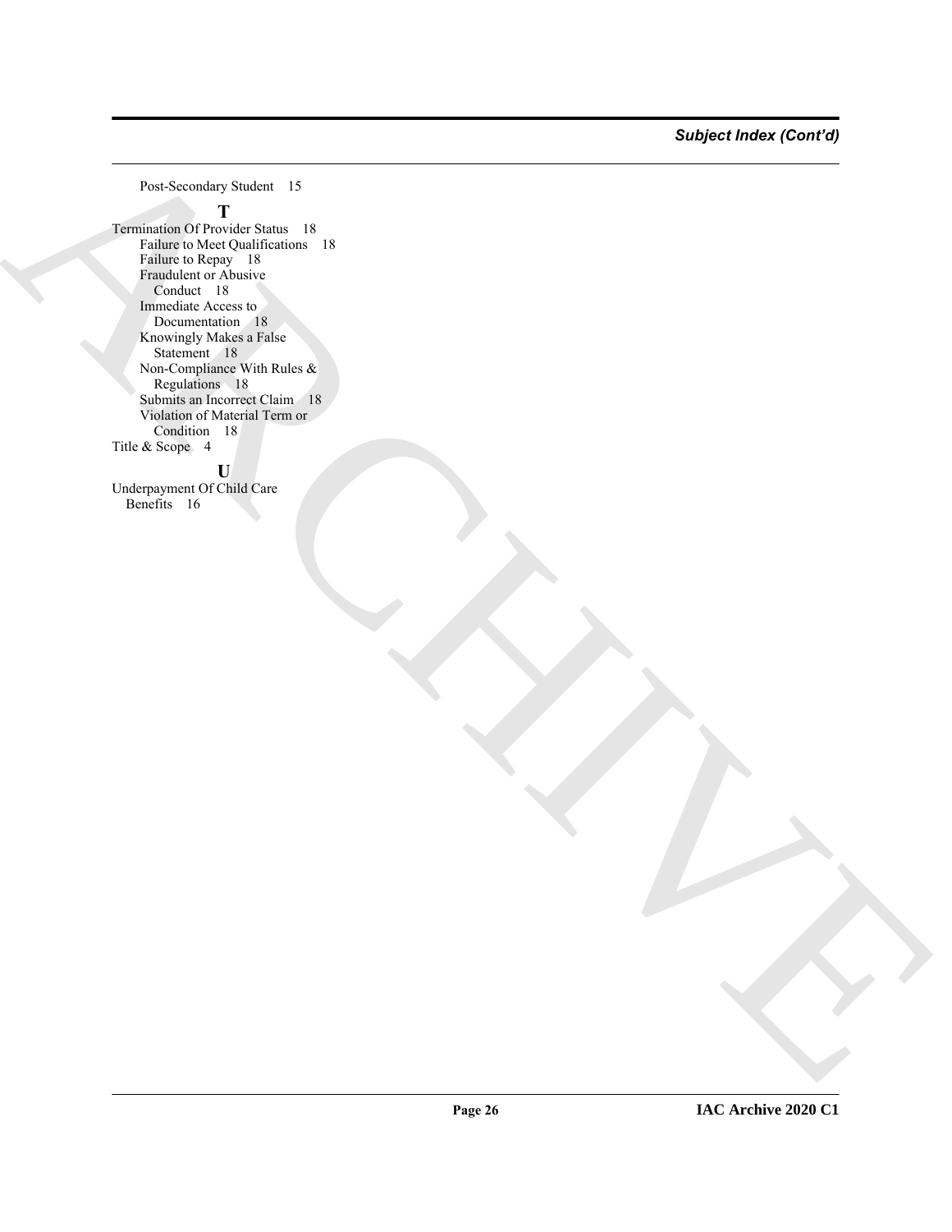Post-Secondary Student 15

**T**

Termination Of Provider Status 18
- Failure to Meet Qualifications 18
- Failure to Repay 18
- Fraudulent or Abusive Conduct 18
- Immediate Access to Documentation 18
- Knowingly Makes a False Statement 18
- Non-Compliance With Rules & Regulations 18
- Submits an Incorrect Claim 18
- Violation of Material Term or Condition 18

Title & Scope 4

**U**

Underpayment Of Child Care Benefits 16